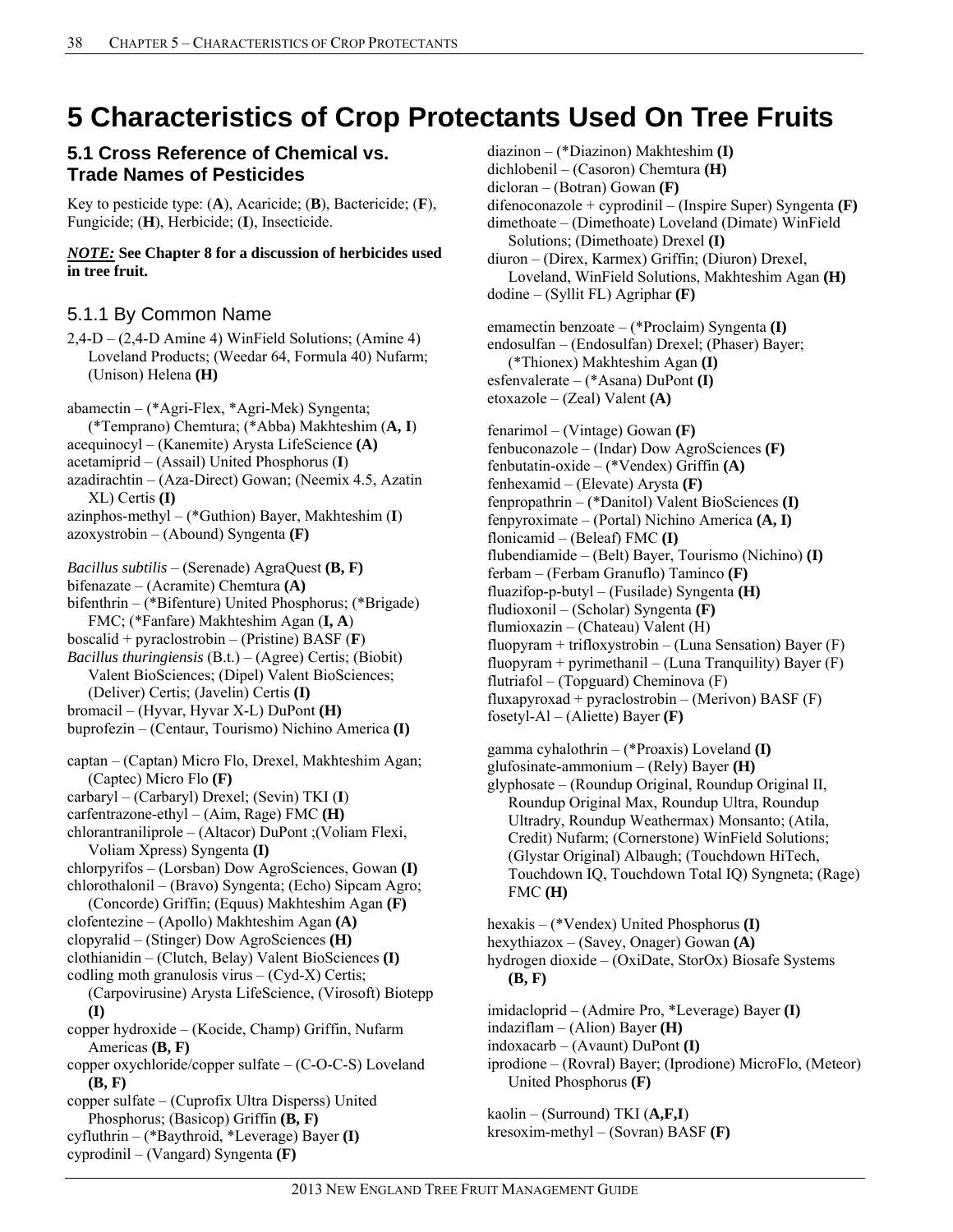# 5 Characteristics of Crop Protectants Used On Tree Fruits

## 5.1 Cross Reference of Chemical vs. Trade Names of Pesticides

Key to pesticide type: (**A**), Acaricide; (**B**), Bactericide; (**F**), Fungicide; (**H**), Herbicide; (**I**), Insecticide.

***NOTE:*** **See Chapter 8 for a discussion of herbicides used in tree fruit.**

### 5.1.1 By Common Name

2,4-D – (2,4-D Amine 4) WinField Solutions; (Amine 4) Loveland Products; (Weedar 64, Formula 40) Nufarm; (Unison) Helena **(H)**

abamectin – (*Agri-Flex, *Agri-Mek) Syngenta; (*Temprano) Chemtura; (*Abba) Makhteshim (**A, I**)
acequinocyl – (Kanemite) Arysta LifeScience **(A)**
acetamiprid – (Assail) United Phosphorus (**I**)
azadirachtin – (Aza-Direct) Gowan; (Neemix 4.5, Azatin XL) Certis **(I)**
azinphos-methyl – (*Guthion) Bayer, Makhteshim (**I**)
azoxystrobin – (Abound) Syngenta **(F)**

*Bacillus subtilis* – (Serenade) AgraQuest **(B, F)**
bifenazate – (Acramite) Chemtura **(A)**
bifenthrin – (*Bifenture) United Phosphorus; (*Brigade) FMC; (*Fanfare) Makhteshim Agan (**I, A**)
boscalid + pyraclostrobin – (Pristine) BASF (**F**)
*Bacillus thuringiensis* (B.t.) – (Agree) Certis; (Biobit) Valent BioSciences; (Dipel) Valent BioSciences; (Deliver) Certis; (Javelin) Certis **(I)**
bromacil – (Hyvar, Hyvar X-L) DuPont **(H)**
buprofezin – (Centaur, Tourismo) Nichino America **(I)**

captan – (Captan) Micro Flo, Drexel, Makhteshim Agan; (Captec) Micro Flo **(F)**
carbaryl – (Carbaryl) Drexel; (Sevin) TKI (**I**)
carfentrazone-ethyl – (Aim, Rage) FMC **(H)**
chlorantraniliprole – (Altacor) DuPont ;(Voliam Flexi, Voliam Xpress) Syngenta **(I)**
chlorpyrifos – (Lorsban) Dow AgroSciences, Gowan **(I)**
chlorothalonil – (Bravo) Syngenta; (Echo) Sipcam Agro; (Concorde) Griffin; (Equus) Makhteshim Agan **(F)**
clofentezine – (Apollo) Makhteshim Agan **(A)**
clopyralid – (Stinger) Dow AgroSciences **(H)**
clothianidin – (Clutch, Belay) Valent BioSciences **(I)**
codling moth granulosis virus – (Cyd-X) Certis; (Carpovirusine) Arysta LifeScience, (Virosoft) Biotepp **(I)**
copper hydroxide – (Kocide, Champ) Griffin, Nufarm Americas **(B, F)**
copper oxychloride/copper sulfate – (C-O-C-S) Loveland **(B, F)**
copper sulfate – (Cuprofix Ultra Disperss) United Phosphorus; (Basicop) Griffin **(B, F)**
cyfluthrin – (*Baythroid, *Leverage) Bayer **(I)**
cyprodinil – (Vangard) Syngenta **(F)**

diazinon – (*Diazinon) Makhteshim **(I)**
dichlobenil – (Casoron) Chemtura **(H)**
dicloran – (Botran) Gowan **(F)**
difenoconazole + cyprodinil – (Inspire Super) Syngenta **(F)**
dimethoate – (Dimethoate) Loveland (Dimate) WinField Solutions; (Dimethoate) Drexel **(I)**
diuron – (Direx, Karmex) Griffin; (Diuron) Drexel, Loveland, WinField Solutions, Makhteshim Agan **(H)**
dodine – (Syllit FL) Agriphar **(F)**

emamectin benzoate – (*Proclaim) Syngenta **(I)**
endosulfan – (Endosulfan) Drexel; (Phaser) Bayer; (*Thionex) Makhteshim Agan **(I)**
esfenvalerate – (*Asana) DuPont **(I)**
etoxazole – (Zeal) Valent **(A)**

fenarimol – (Vintage) Gowan **(F)**
fenbuconazole – (Indar) Dow AgroSciences **(F)**
fenbutatin-oxide – (*Vendex) Griffin **(A)**
fenhexamid – (Elevate) Arysta **(F)**
fenpropathrin – (*Danitol) Valent BioSciences **(I)**
fenpyroximate – (Portal) Nichino America **(A, I)**
flonicamid – (Beleaf) FMC **(I)**
flubendiamide – (Belt) Bayer, Tourismo (Nichino) **(I)**
ferbam – (Ferbam Granuflo) Taminco **(F)**
fluazifop-p-butyl – (Fusilade) Syngenta **(H)**
fludioxonil – (Scholar) Syngenta **(F)**
flumioxazin – (Chateau) Valent (H)
fluopyram + trifloxystrobin – (Luna Sensation) Bayer (F)
fluopyram + pyrimethanil – (Luna Tranquility) Bayer (F)
flutriafol – (Topguard) Cheminova (F)
fluxapyroxad + pyraclostrobin – (Merivon) BASF (F)
fosetyl-Al – (Aliette) Bayer **(F)**

gamma cyhalothrin – (*Proaxis) Loveland **(I)**
glufosinate-ammonium – (Rely) Bayer **(H)**
glyphosate – (Roundup Original, Roundup Original II, Roundup Original Max, Roundup Ultra, Roundup Ultradry, Roundup Weathermax) Monsanto; (Atila, Credit) Nufarm; (Cornerstone) WinField Solutions; (Glystar Original) Albaugh; (Touchdown HiTech, Touchdown IQ, Touchdown Total IQ) Syngneta; (Rage) FMC **(H)**

hexakis – (*Vendex) United Phosphorus **(I)**
hexythiazox – (Savey, Onager) Gowan **(A)**
hydrogen dioxide – (OxiDate, StorOx) Biosafe Systems **(B, F)**

imidacloprid – (Admire Pro, *Leverage) Bayer **(I)**
indaziflam – (Alion) Bayer **(H)**
indoxacarb – (Avaunt) DuPont **(I)**
iprodione – (Rovral) Bayer; (Iprodione) MicroFlo, (Meteor) United Phosphorus **(F)**

kaolin – (Surround) TKI (**A,F,I**)
kresoxim-methyl – (Sovran) BASF **(F)**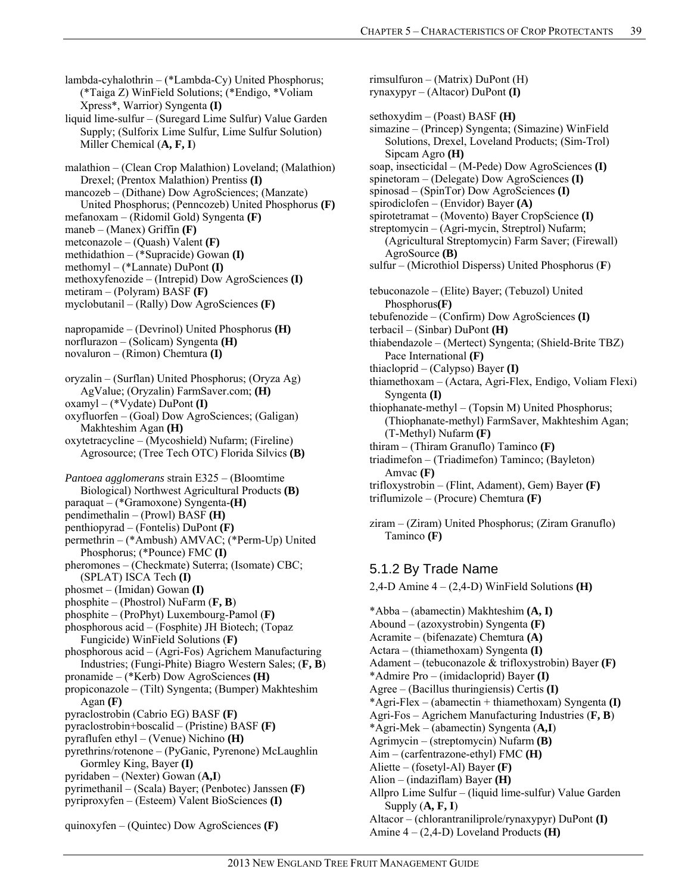lambda-cyhalothrin – (*Lambda-Cy) United Phosphorus; (*Taiga Z) WinField Solutions; (*Endigo, *Voliam Xpress*, Warrior) Syngenta **(I)**
liquid lime-sulfur – (Suregard Lime Sulfur) Value Garden Supply; (Sulforix Lime Sulfur, Lime Sulfur Solution) Miller Chemical (**A, F, I**)

malathion – (Clean Crop Malathion) Loveland; (Malathion) Drexel; (Prentox Malathion) Prentiss **(I)**
mancozeb – (Dithane) Dow AgroSciences; (Manzate) United Phosphorus; (Penncozeb) United Phosphorus **(F)**
mefanoxam – (Ridomil Gold) Syngenta **(F)**
maneb – (Manex) Griffin **(F)**
metconazole – (Quash) Valent **(F)**
methidathion – (*Supracide) Gowan **(I)**
methomyl – (*Lannate) DuPont **(I)**
methoxyfenozide – (Intrepid) Dow AgroSciences **(I)**
metiram – (Polyram) BASF **(F)**
myclobutanil – (Rally) Dow AgroSciences **(F)**

napropamide – (Devrinol) United Phosphorus **(H)**
norflurazon – (Solicam) Syngenta **(H)**
novaluron – (Rimon) Chemtura **(I)**

oryzalin – (Surflan) United Phosphorus; (Oryza Ag) AgValue; (Oryzalin) FarmSaver.com; **(H)**
oxamyl – (*Vydate) DuPont **(I)**
oxyfluorfen – (Goal) Dow AgroSciences; (Galigan) Makhteshim Agan **(H)**
oxytetracycline – (Mycoshield) Nufarm; (Fireline) Agrosource; (Tree Tech OTC) Florida Silvics **(B)**

*Pantoea agglomerans* strain E325 – (Bloomtime Biological) Northwest Agricultural Products **(B)**
paraquat – (*Gramoxone) Syngenta-**(H)**
pendimethalin – (Prowl) BASF **(H)**
penthiopyrad – (Fontelis) DuPont **(F)**
permethrin – (*Ambush) AMVAC; (*Perm-Up) United Phosphorus; (*Pounce) FMC **(I)**
pheromones – (Checkmate) Suterra; (Isomate) CBC; (SPLAT) ISCA Tech **(I)**
phosmet – (Imidan) Gowan **(I)**
phosphite – (Phostrol) NuFarm (**F, B**)
phosphite – (ProPhyt) Luxembourg-Pamol (**F**)
phosphorous acid – (Fosphite) JH Biotech; (Topaz Fungicide) WinField Solutions (**F**)
phosphorous acid – (Agri-Fos) Agrichem Manufacturing Industries; (Fungi-Phite) Biagro Western Sales; (**F, B**)
pronamide – (*Kerb) Dow AgroSciences **(H)**
propiconazole – (Tilt) Syngenta; (Bumper) Makhteshim Agan **(F)**
pyraclostrobin (Cabrio EG) BASF **(F)**
pyraclostrobin+boscalid – (Pristine) BASF **(F)**
pyraflufen ethyl – (Venue) Nichino **(H)**
pyrethrins/rotenone – (PyGanic, Pyrenone) McLaughlin Gormley King, Bayer **(I)**
pyridaben – (Nexter) Gowan (**A,I**)
pyrimethanil – (Scala) Bayer; (Penbotec) Janssen **(F)**
pyriproxyfen – (Esteem) Valent BioSciences **(I)**

quinoxyfen – (Quintec) Dow AgroSciences **(F)**

rimsulfuron – (Matrix) DuPont (H)
rynaxypyr – (Altacor) DuPont **(I)**

sethoxydim – (Poast) BASF **(H)**
simazine – (Princep) Syngenta; (Simazine) WinField Solutions, Drexel, Loveland Products; (Sim-Trol) Sipcam Agro **(H)**
soap, insecticidal – (M-Pede) Dow AgroSciences **(I)**
spinetoram – (Delegate) Dow AgroSciences **(I)**
spinosad – (SpinTor) Dow AgroSciences **(I)**
spirodiclofen – (Envidor) Bayer **(A)**
spirotetramat – (Movento) Bayer CropScience **(I)**
streptomycin – (Agri-mycin, Streptrol) Nufarm; (Agricultural Streptomycin) Farm Saver; (Firewall) AgroSource **(B)**
sulfur – (Microthiol Disperss) United Phosphorus (**F**)

tebuconazole – (Elite) Bayer; (Tebuzol) United Phosphorus**(F)**
tebufenozide – (Confirm) Dow AgroSciences **(I)**
terbacil – (Sinbar) DuPont **(H)**
thiabendazole – (Mertect) Syngenta; (Shield-Brite TBZ) Pace International **(F)**
thiacloprid – (Calypso) Bayer **(I)**
thiamethoxam – (Actara, Agri-Flex, Endigo, Voliam Flexi) Syngenta **(I)**
thiophanate-methyl – (Topsin M) United Phosphorus; (Thiophanate-methyl) FarmSaver, Makhteshim Agan; (T-Methyl) Nufarm **(F)**
thiram – (Thiram Granuflo) Taminco **(F)**
triadimefon – (Triadimefon) Taminco; (Bayleton) Amvac **(F)**
trifloxystrobin – (Flint, Adament), Gem) Bayer **(F)**
triflumizole – (Procure) Chemtura **(F)**

ziram – (Ziram) United Phosphorus; (Ziram Granuflo) Taminco **(F)**

## 5.1.2 By Trade Name

2,4-D Amine 4 – (2,4-D) WinField Solutions **(H)**

*Abba – (abamectin) Makhteshim **(A, I)**
Abound – (azoxystrobin) Syngenta **(F)**
Acramite – (bifenazate) Chemtura **(A)**
Actara – (thiamethoxam) Syngenta **(I)**
Adament – (tebuconazole & trifloxystrobin) Bayer **(F)**
*Admire Pro – (imidacloprid) Bayer **(I)**
Agree – (Bacillus thuringiensis) Certis **(I)**
*Agri-Flex – (abamectin + thiamethoxam) Syngenta **(I)**
Agri-Fos – Agrichem Manufacturing Industries (**F, B**)
*Agri-Mek – (abamectin) Syngenta (**A,I**)
Agrimycin – (streptomycin) Nufarm **(B)**
Aim – (carfentrazone-ethyl) FMC **(H)**
Aliette – (fosetyl-Al) Bayer **(F)**
Alion – (indaziflam) Bayer **(H)**
Allpro Lime Sulfur – (liquid lime-sulfur) Value Garden Supply (**A, F, I**)
Altacor – (chlorantraniliprole/rynaxypyr) DuPont **(I)**
Amine 4 – (2,4-D) Loveland Products **(H)**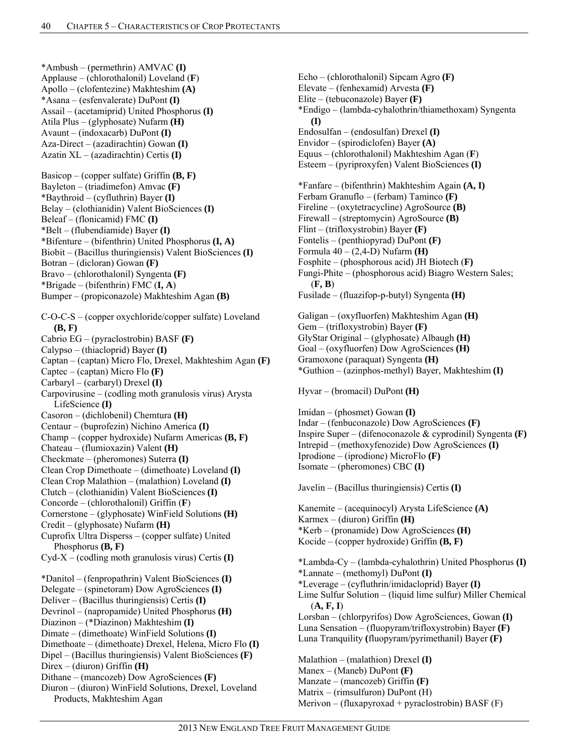*Ambush – (permethrin) AMVAC **(I)**
Applause – (chlorothalonil) Loveland (**F**)
Apollo – (clofentezine) Makhteshim **(A)**
*Asana – (esfenvalerate) DuPont **(I)**
Assail – (acetamiprid) United Phosphorus **(I)**
Atila Plus – (glyphosate) Nufarm **(H)**
Avaunt – (indoxacarb) DuPont **(I)**
Aza-Direct – (azadirachtin) Gowan **(I)**
Azatin XL – (azadirachtin) Certis **(I)**

Basicop – (copper sulfate) Griffin **(B, F)**
Bayleton – (triadimefon) Amvac **(F)**
*Baythroid – (cyfluthrin) Bayer **(I)**
Belay – (clothianidin) Valent BioSciences **(I)**
Beleaf – (flonicamid) FMC **(I)**
*Belt – (flubendiamide) Bayer **(I)**
*Bifenture – (bifenthrin) United Phosphorus **(I, A)**
Biobit – (Bacillus thuringiensis) Valent BioSciences **(I)**
Botran – (dicloran) Gowan **(F)**
Bravo – (chlorothalonil) Syngenta **(F)**
*Brigade – (bifenthrin) FMC (**I, A**)
Bumper – (propiconazole) Makhteshim Agan **(B)**

C-O-C-S – (copper oxychloride/copper sulfate) Loveland **(B, F)**
Cabrio EG – (pyraclostrobin) BASF **(F)**
Calypso – (thiacloprid) Bayer **(I)**
Captan – (captan) Micro Flo, Drexel, Makhteshim Agan **(F)**
Captec – (captan) Micro Flo **(F)**
Carbaryl – (carbaryl) Drexel **(I)**
Carpovirusine – (codling moth granulosis virus) Arysta LifeScience **(I)**
Casoron – (dichlobenil) Chemtura **(H)**
Centaur – (buprofezin) Nichino America **(I)**
Champ – (copper hydroxide) Nufarm Americas **(B, F)**
Chateau – (flumioxazin) Valent **(H)**
Checkmate – (pheromones) Suterra **(I)**
Clean Crop Dimethoate – (dimethoate) Loveland **(I)**
Clean Crop Malathion – (malathion) Loveland **(I)**
Clutch – (clothianidin) Valent BioSciences **(I)**
Concorde – (chlorothalonil) Griffin (**F**)
Cornerstone – (glyphosate) WinField Solutions **(H)**
Credit – (glyphosate) Nufarm **(H)**
Cuprofix Ultra Disperss – (copper sulfate) United Phosphorus **(B, F)**
Cyd-X – (codling moth granulosis virus) Certis **(I)**

*Danitol – (fenpropathrin) Valent BioSciences **(I)**
Delegate – (spinetoram) Dow AgroSciences **(I)**
Deliver – (Bacillus thuringiensis) Certis **(I)**
Devrinol – (napropamide) United Phosphorus **(H)**
Diazinon – (*Diazinon) Makhteshim **(I)**
Dimate – (dimethoate) WinField Solutions **(I)**
Dimethoate – (dimethoate) Drexel, Helena, Micro Flo **(I)**
Dipel – (Bacillus thuringiensis) Valent BioSciences **(F)**
Direx – (diuron) Griffin **(H)**
Dithane – (mancozeb) Dow AgroSciences **(F)**
Diuron – (diuron) WinField Solutions, Drexel, Loveland Products, Makhteshim Agan

Echo – (chlorothalonil) Sipcam Agro **(F)**
Elevate – (fenhexamid) Arvesta **(F)**
Elite – (tebuconazole) Bayer **(F)**
*Endigo – (lambda-cyhalothrin/thiamethoxam) Syngenta **(I)**
Endosulfan – (endosulfan) Drexel **(I)**
Envidor – (spirodiclofen) Bayer **(A)**
Equus – (chlorothalonil) Makhteshim Agan (**F**)
Esteem – (pyriproxyfen) Valent BioSciences **(I)**

*Fanfare – (bifenthrin) Makhteshim Again **(A, I)**
Ferbam Granuflo – (ferbam) Taminco **(F)**
Fireline – (oxytetracycline) AgroSource **(B)**
Firewall – (streptomycin) AgroSource **(B)**
Flint – (trifloxystrobin) Bayer **(F)**
Fontelis – (penthiopyrad) DuPont **(F)**
Formula 40 – (2,4-D) Nufarm **(H)**
Fosphite – (phosphorous acid) JH Biotech (**F**)
Fungi-Phite – (phosphorous acid) Biagro Western Sales; (**F, B**)
Fusilade – (fluazifop-p-butyl) Syngenta **(H)**

Galigan – (oxyfluorfen) Makhteshim Agan **(H)**
Gem – (trifloxystrobin) Bayer **(F)**
GlyStar Original – (glyphosate) Albaugh **(H)**
Goal – (oxyfluorfen) Dow AgroSciences **(H)**
Gramoxone (paraquat) Syngenta **(H)**
*Guthion – (azinphos-methyl) Bayer, Makhteshim **(I)**

Hyvar – (bromacil) DuPont **(H)**

Imidan – (phosmet) Gowan **(I)**
Indar – (fenbuconazole) Dow AgroSciences **(F)**
Inspire Super – (difenoconazole & cyprodinil) Syngenta **(F)**
Intrepid – (methoxyfenozide) Dow AgroSciences **(I)**
Iprodione – (iprodione) MicroFlo **(F)**
Isomate – (pheromones) CBC **(I)**

Javelin – (Bacillus thuringiensis) Certis **(I)**

Kanemite – (acequinocyl) Arysta LifeScience **(A)**
Karmex – (diuron) Griffin **(H)**
*Kerb – (pronamide) Dow AgroSciences **(H)**
Kocide – (copper hydroxide) Griffin **(B, F)**

*Lambda-Cy – (lambda-cyhalothrin) United Phosphorus **(I)**
*Lannate – (methomyl) DuPont **(I)**
*Leverage – (cyfluthrin/imidacloprid) Bayer **(I)**
Lime Sulfur Solution – (liquid lime sulfur) Miller Chemical (**A, F, I**)
Lorsban – (chlorpyrifos) Dow AgroSciences, Gowan **(I)**
Luna Sensation – (fluopyram/trifloxystrobin) Bayer **(F)**
Luna Tranquility (fluopyram/pyrimethanil) Bayer **(F)**

Malathion – (malathion) Drexel **(I)**
Manex – (Maneb) DuPont **(F)**
Manzate – (mancozeb) Griffin **(F)**
Matrix – (rimsulfuron) DuPont (H)
Merivon – (fluxapyroxad + pyraclostrobin) BASF (F)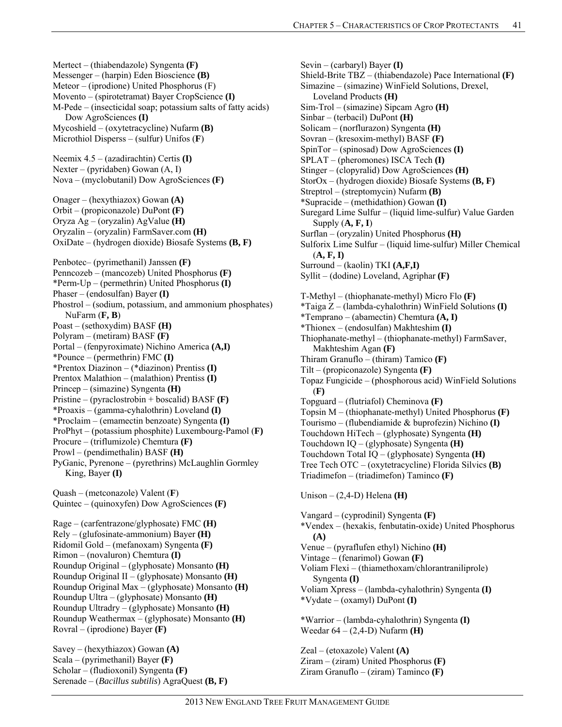Mertect – (thiabendazole) Syngenta **(F)**
Messenger – (harpin) Eden Bioscience **(B)**
Meteor – (iprodione) United Phosphorus (F)
Movento – (spirotetramat) Bayer CropScience **(I)**
M-Pede – (insecticidal soap; potassium salts of fatty acids) Dow AgroSciences **(I)**
Mycoshield – (oxytetracycline) Nufarm **(B)**
Microthiol Disperss – (sulfur) Unifos (**F**)

Neemix 4.5 – (azadirachtin) Certis **(I)**
Nexter – (pyridaben) Gowan (A, I)
Nova – (myclobutanil) Dow AgroSciences **(F)**

Onager – (hexythiazox) Gowan **(A)**
Orbit – (propiconazole) DuPont **(F)**
Oryza Ag – (oryzalin) AgValue **(H)**
Oryzalin – (oryzalin) FarmSaver.com **(H)**
OxiDate – (hydrogen dioxide) Biosafe Systems **(B, F)**

Penbotec– (pyrimethanil) Janssen **(F)**
Penncozeb – (mancozeb) United Phosphorus **(F)**
*Perm-Up – (permethrin) United Phosphorus **(I)**
Phaser – (endosulfan) Bayer **(I)**
Phostrol – (sodium, potassium, and ammonium phosphates) NuFarm (**F, B**)
Poast – (sethoxydim) BASF **(H)**
Polyram – (metiram) BASF **(F)**
Portal – (fenpyroximate) Nichino America **(A,I)**
*Pounce – (permethrin) FMC **(I)**
*Prentox Diazinon – (*diazinon) Prentiss **(I)**
Prentox Malathion – (malathion) Prentiss **(I)**
Princep – (simazine) Syngenta **(H)**
Pristine – (pyraclostrobin + boscalid) BASF **(F)**
*Proaxis – (gamma-cyhalothrin) Loveland **(I)**
*Proclaim – (emamectin benzoate) Syngenta **(I)**
ProPhyt – (potassium phosphite) Luxembourg-Pamol (**F**)
Procure – (triflumizole) Chemtura **(F)**
Prowl – (pendimethalin) BASF **(H)**
PyGanic, Pyrenone – (pyrethrins) McLaughlin Gormley King, Bayer **(I)**

Quash – (metconazole) Valent (**F**)
Quintec – (quinoxyfen) Dow AgroSciences **(F)**

Rage – (carfentrazone/glyphosate) FMC **(H)**
Rely – (glufosinate-ammonium) Bayer **(H)**
Ridomil Gold – (mefanoxam) Syngenta **(F)**
Rimon – (novaluron) Chemtura **(I)**
Roundup Original – (glyphosate) Monsanto **(H)**
Roundup Original II – (glyphosate) Monsanto **(H)**
Roundup Original Max – (glyphosate) Monsanto **(H)**
Roundup Ultra – (glyphosate) Monsanto **(H)**
Roundup Ultradry – (glyphosate) Monsanto **(H)**
Roundup Weathermax – (glyphosate) Monsanto **(H)**
Rovral – (iprodione) Bayer **(F)**

Savey – (hexythiazox) Gowan **(A)**
Scala – (pyrimethanil) Bayer **(F)**
Scholar – (fludioxonil) Syngenta **(F)**
Serenade – (*Bacillus subtilis*) AgraQuest **(B, F)**
Sevin – (carbaryl) Bayer **(I)**
Shield-Brite TBZ – (thiabendazole) Pace International **(F)**
Simazine – (simazine) WinField Solutions, Drexel, Loveland Products **(H)**
Sim-Trol – (simazine) Sipcam Agro **(H)**
Sinbar – (terbacil) DuPont **(H)**
Solicam – (norflurazon) Syngenta **(H)**
Sovran – (kresoxim-methyl) BASF **(F)**
SpinTor – (spinosad) Dow AgroSciences **(I)**
SPLAT – (pheromones) ISCA Tech **(I)**
Stinger – (clopyralid) Dow AgroSciences **(H)**
StorOx – (hydrogen dioxide) Biosafe Systems **(B, F)**
Streptrol – (streptomycin) Nufarm **(B)**
*Supracide – (methidathion) Gowan **(I)**
Suregard Lime Sulfur – (liquid lime-sulfur) Value Garden Supply (**A, F, I**)
Surflan – (oryzalin) United Phosphorus **(H)**
Sulforix Lime Sulfur – (liquid lime-sulfur) Miller Chemical (**A, F, I)**
Surround – (kaolin) TKI **(A,F,I)**
Syllit – (dodine) Loveland, Agriphar **(F)**

T-Methyl – (thiophanate-methyl) Micro Flo **(F)**
*Taiga Z – (lambda-cyhalothrin) WinField Solutions **(I)**
*Temprano – (abamectin) Chemtura **(A, I)**
*Thionex – (endosulfan) Makhteshim **(I)**
Thiophanate-methyl – (thiophanate-methyl) FarmSaver, Makhteshim Agan **(F)**
Thiram Granuflo – (thiram) Tamico **(F)**
Tilt – (propiconazole) Syngenta **(F)**
Topaz Fungicide – (phosphorous acid) WinField Solutions (**F**)
Topguard – (flutriafol) Cheminova **(F)**
Topsin M – (thiophanate-methyl) United Phosphorus **(F)**
Tourismo – (flubendiamide & buprofezin) Nichino **(I)**
Touchdown HiTech – (glyphosate) Syngenta **(H)**
Touchdown IQ – (glyphosate) Syngenta **(H)**
Touchdown Total IQ – (glyphosate) Syngenta **(H)**
Tree Tech OTC – (oxytetracycline) Florida Silvics **(B)**
Triadimefon – (triadimefon) Taminco **(F)**

Unison – (2,4-D) Helena **(H)**

Vangard – (cyprodinil) Syngenta **(F)**
*Vendex – (hexakis, fenbutatin-oxide) United Phosphorus **(A)**
Venue – (pyraflufen ethyl) Nichino **(H)**
Vintage – (fenarimol) Gowan **(F)**
Voliam Flexi – (thiamethoxam/chlorantraniliprole) Syngenta **(I)**
Voliam Xpress – (lambda-cyhalothrin) Syngenta **(I)**
*Vydate – (oxamyl) DuPont **(I)**

*Warrior – (lambda-cyhalothrin) Syngenta **(I)**
Weedar 64 – (2,4-D) Nufarm **(H)**

Zeal – (etoxazole) Valent **(A)**
Ziram – (ziram) United Phosphorus **(F)**
Ziram Granuflo – (ziram) Taminco **(F)**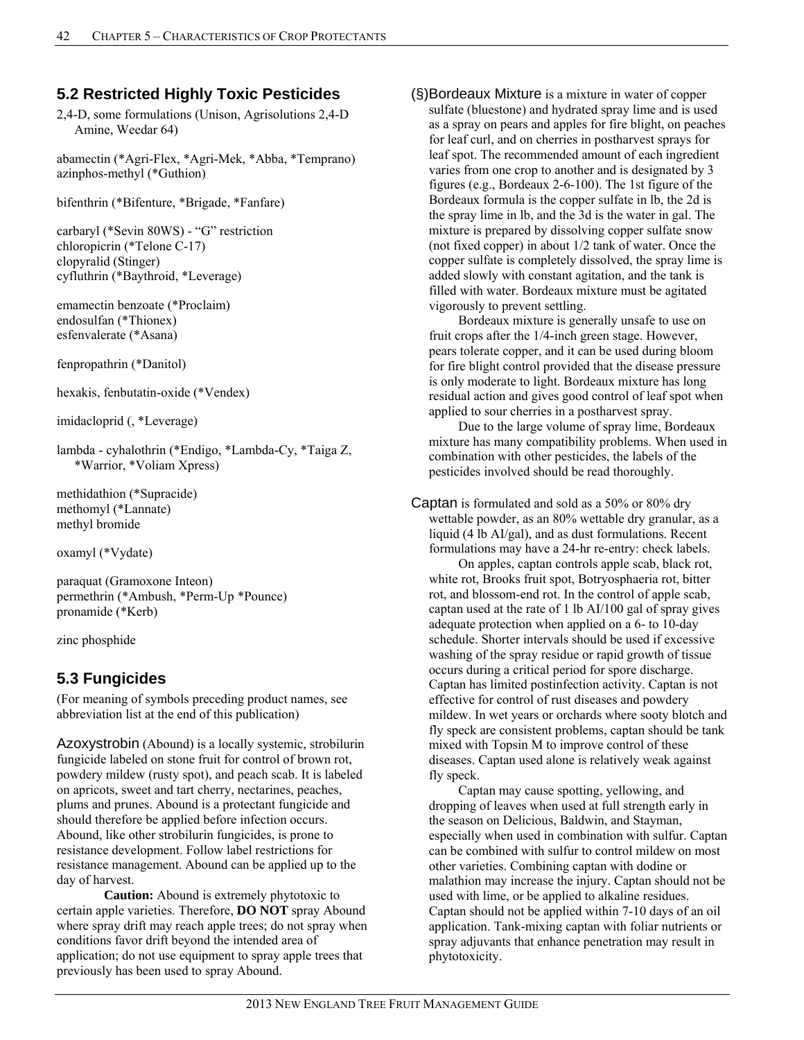## 5.2 Restricted Highly Toxic Pesticides

2,4-D, some formulations (Unison, Agrisolutions 2,4-D Amine, Weedar 64)

abamectin (*Agri-Flex, *Agri-Mek, *Abba, *Temprano)
azinphos-methyl (*Guthion)

bifenthrin (*Bifenture, *Brigade, *Fanfare)

carbaryl (*Sevin 80WS) - "G" restriction
chloropicrin (*Telone C-17)
clopyralid (Stinger)
cyfluthrin (*Baythroid, *Leverage)

emamectin benzoate (*Proclaim)
endosulfan (*Thionex)
esfenvalerate (*Asana)

fenpropathrin (*Danitol)

hexakis, fenbutatin-oxide (*Vendex)

imidacloprid (, *Leverage)

lambda - cyhalothrin (*Endigo, *Lambda-Cy, *Taiga Z, *Warrior, *Voliam Xpress)

methidathion (*Supracide)
methomyl (*Lannate)
methyl bromide

oxamyl (*Vydate)

paraquat (Gramoxone Inteon)
permethrin (*Ambush, *Perm-Up *Pounce)
pronamide (*Kerb)

zinc phosphide

## 5.3 Fungicides

(For meaning of symbols preceding product names, see abbreviation list at the end of this publication)

Azoxystrobin (Abound) is a locally systemic, strobilurin fungicide labeled on stone fruit for control of brown rot, powdery mildew (rusty spot), and peach scab. It is labeled on apricots, sweet and tart cherry, nectarines, peaches, plums and prunes. Abound is a protectant fungicide and should therefore be applied before infection occurs. Abound, like other strobilurin fungicides, is prone to resistance development. Follow label restrictions for resistance management. Abound can be applied up to the day of harvest.

**Caution:** Abound is extremely phytotoxic to certain apple varieties. Therefore, **DO NOT** spray Abound where spray drift may reach apple trees; do not spray when conditions favor drift beyond the intended area of application; do not use equipment to spray apple trees that previously has been used to spray Abound.

(§)Bordeaux Mixture is a mixture in water of copper sulfate (bluestone) and hydrated spray lime and is used as a spray on pears and apples for fire blight, on peaches for leaf curl, and on cherries in postharvest sprays for leaf spot. The recommended amount of each ingredient varies from one crop to another and is designated by 3 figures (e.g., Bordeaux 2-6-100). The 1st figure of the Bordeaux formula is the copper sulfate in lb, the 2d is the spray lime in lb, and the 3d is the water in gal. The mixture is prepared by dissolving copper sulfate snow (not fixed copper) in about 1/2 tank of water. Once the copper sulfate is completely dissolved, the spray lime is added slowly with constant agitation, and the tank is filled with water. Bordeaux mixture must be agitated vigorously to prevent settling.

Bordeaux mixture is generally unsafe to use on fruit crops after the 1/4-inch green stage. However, pears tolerate copper, and it can be used during bloom for fire blight control provided that the disease pressure is only moderate to light. Bordeaux mixture has long residual action and gives good control of leaf spot when applied to sour cherries in a postharvest spray.

Due to the large volume of spray lime, Bordeaux mixture has many compatibility problems. When used in combination with other pesticides, the labels of the pesticides involved should be read thoroughly.

Captan is formulated and sold as a 50% or 80% dry wettable powder, as an 80% wettable dry granular, as a liquid (4 lb AI/gal), and as dust formulations. Recent formulations may have a 24-hr re-entry: check labels.

On apples, captan controls apple scab, black rot, white rot, Brooks fruit spot, Botryosphaeria rot, bitter rot, and blossom-end rot. In the control of apple scab, captan used at the rate of 1 lb AI/100 gal of spray gives adequate protection when applied on a 6- to 10-day schedule. Shorter intervals should be used if excessive washing of the spray residue or rapid growth of tissue occurs during a critical period for spore discharge. Captan has limited postinfection activity. Captan is not effective for control of rust diseases and powdery mildew. In wet years or orchards where sooty blotch and fly speck are consistent problems, captan should be tank mixed with Topsin M to improve control of these diseases. Captan used alone is relatively weak against fly speck.

Captan may cause spotting, yellowing, and dropping of leaves when used at full strength early in the season on Delicious, Baldwin, and Stayman, especially when used in combination with sulfur. Captan can be combined with sulfur to control mildew on most other varieties. Combining captan with dodine or malathion may increase the injury. Captan should not be used with lime, or be applied to alkaline residues. Captan should not be applied within 7-10 days of an oil application. Tank-mixing captan with foliar nutrients or spray adjuvants that enhance penetration may result in phytotoxicity.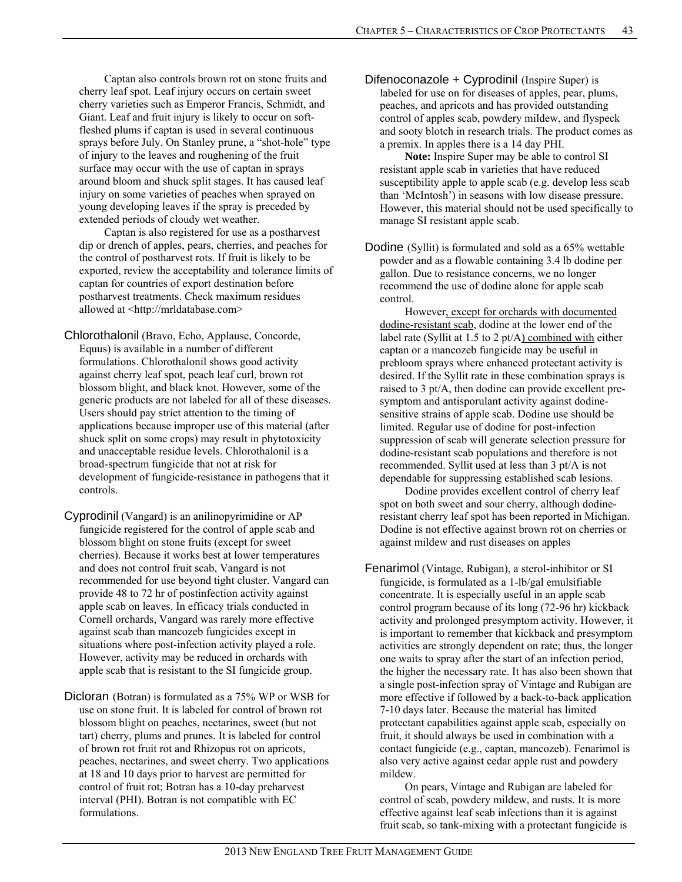Captan also controls brown rot on stone fruits and cherry leaf spot. Leaf injury occurs on certain sweet cherry varieties such as Emperor Francis, Schmidt, and Giant. Leaf and fruit injury is likely to occur on soft-fleshed plums if captan is used in several continuous sprays before July. On Stanley prune, a "shot-hole" type of injury to the leaves and roughening of the fruit surface may occur with the use of captan in sprays around bloom and shuck split stages. It has caused leaf injury on some varieties of peaches when sprayed on young developing leaves if the spray is preceded by extended periods of cloudy wet weather.

Captan is also registered for use as a postharvest dip or drench of apples, pears, cherries, and peaches for the control of postharvest rots. If fruit is likely to be exported, review the acceptability and tolerance limits of captan for countries of export destination before postharvest treatments. Check maximum residues allowed at <http://mrldatabase.com>

**Chlorothalonil** (Bravo, Echo, Applause, Concorde, Equus) is available in a number of different formulations. Chlorothalonil shows good activity against cherry leaf spot, peach leaf curl, brown rot blossom blight, and black knot. However, some of the generic products are not labeled for all of these diseases. Users should pay strict attention to the timing of applications because improper use of this material (after shuck split on some crops) may result in phytotoxicity and unacceptable residue levels. Chlorothalonil is a broad-spectrum fungicide that not at risk for development of fungicide-resistance in pathogens that it controls.

**Cyprodinil** (Vangard) is an anilinopyrimidine or AP fungicide registered for the control of apple scab and blossom blight on stone fruits (except for sweet cherries). Because it works best at lower temperatures and does not control fruit scab, Vangard is not recommended for use beyond tight cluster. Vangard can provide 48 to 72 hr of postinfection activity against apple scab on leaves. In efficacy trials conducted in Cornell orchards, Vangard was rarely more effective against scab than mancozeb fungicides except in situations where post-infection activity played a role. However, activity may be reduced in orchards with apple scab that is resistant to the SI fungicide group.

**Dicloran** (Botran) is formulated as a 75% WP or WSB for use on stone fruit. It is labeled for control of brown rot blossom blight on peaches, nectarines, sweet (but not tart) cherry, plums and prunes. It is labeled for control of brown rot fruit rot and Rhizopus rot on apricots, peaches, nectarines, and sweet cherry. Two applications at 18 and 10 days prior to harvest are permitted for control of fruit rot; Botran has a 10-day preharvest interval (PHI). Botran is not compatible with EC formulations.

**Difenoconazole + Cyprodinil** (Inspire Super) is labeled for use on for diseases of apples, pear, plums, peaches, and apricots and has provided outstanding control of apples scab, powdery mildew, and flyspeck and sooty blotch in research trials. The product comes as a premix. In apples there is a 14 day PHI.

**Note:** Inspire Super may be able to control SI resistant apple scab in varieties that have reduced susceptibility apple to apple scab (e.g. develop less scab than 'McIntosh') in seasons with low disease pressure. However, this material should not be used specifically to manage SI resistant apple scab.

**Dodine** (Syllit) is formulated and sold as a 65% wettable powder and as a flowable containing 3.4 lb dodine per gallon. Due to resistance concerns, we no longer recommend the use of dodine alone for apple scab control.

However, except for orchards with documented dodine-resistant scab, dodine at the lower end of the label rate (Syllit at 1.5 to 2 pt/A) combined with either captan or a mancozeb fungicide may be useful in prebloom sprays where enhanced protectant activity is desired. If the Syllit rate in these combination sprays is raised to 3 pt/A, then dodine can provide excellent pre-symptom and antisporulant activity against dodine-sensitive strains of apple scab. Dodine use should be limited. Regular use of dodine for post-infection suppression of scab will generate selection pressure for dodine-resistant scab populations and therefore is not recommended. Syllit used at less than 3 pt/A is not dependable for suppressing established scab lesions.

Dodine provides excellent control of cherry leaf spot on both sweet and sour cherry, although dodine-resistant cherry leaf spot has been reported in Michigan. Dodine is not effective against brown rot on cherries or against mildew and rust diseases on apples

**Fenarimol** (Vintage, Rubigan), a sterol-inhibitor or SI fungicide, is formulated as a 1-lb/gal emulsifiable concentrate. It is especially useful in an apple scab control program because of its long (72-96 hr) kickback activity and prolonged presymptom activity. However, it is important to remember that kickback and presymptom activities are strongly dependent on rate; thus, the longer one waits to spray after the start of an infection period, the higher the necessary rate. It has also been shown that a single post-infection spray of Vintage and Rubigan are more effective if followed by a back-to-back application 7-10 days later. Because the material has limited protectant capabilities against apple scab, especially on fruit, it should always be used in combination with a contact fungicide (e.g., captan, mancozeb). Fenarimol is also very active against cedar apple rust and powdery mildew.

On pears, Vintage and Rubigan are labeled for control of scab, powdery mildew, and rusts. It is more effective against leaf scab infections than it is against fruit scab, so tank-mixing with a protectant fungicide is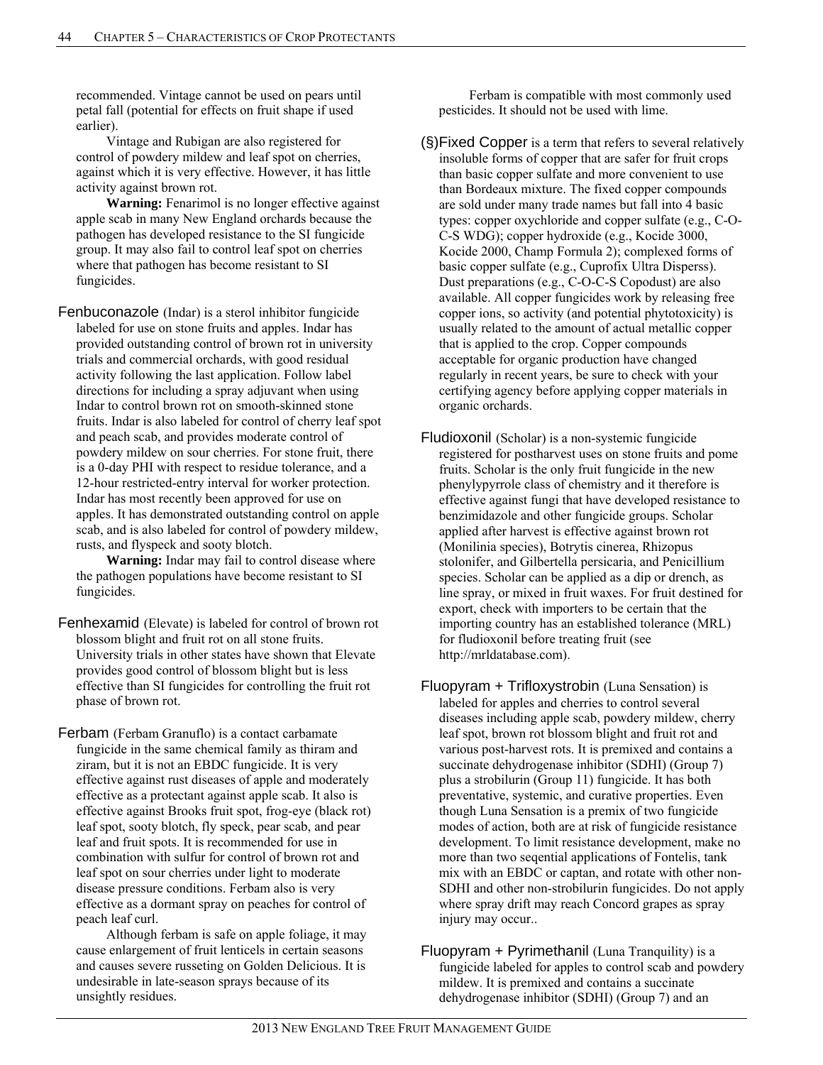recommended. Vintage cannot be used on pears until petal fall (potential for effects on fruit shape if used earlier).

Vintage and Rubigan are also registered for control of powdery mildew and leaf spot on cherries, against which it is very effective. However, it has little activity against brown rot.

**Warning:** Fenarimol is no longer effective against apple scab in many New England orchards because the pathogen has developed resistance to the SI fungicide group. It may also fail to control leaf spot on cherries where that pathogen has become resistant to SI fungicides.

Fenbuconazole (Indar) is a sterol inhibitor fungicide labeled for use on stone fruits and apples. Indar has provided outstanding control of brown rot in university trials and commercial orchards, with good residual activity following the last application. Follow label directions for including a spray adjuvant when using Indar to control brown rot on smooth-skinned stone fruits. Indar is also labeled for control of cherry leaf spot and peach scab, and provides moderate control of powdery mildew on sour cherries. For stone fruit, there is a 0-day PHI with respect to residue tolerance, and a 12-hour restricted-entry interval for worker protection. Indar has most recently been approved for use on apples. It has demonstrated outstanding control on apple scab, and is also labeled for control of powdery mildew, rusts, and flyspeck and sooty blotch.

**Warning:** Indar may fail to control disease where the pathogen populations have become resistant to SI fungicides.

Fenhexamid (Elevate) is labeled for control of brown rot blossom blight and fruit rot on all stone fruits. University trials in other states have shown that Elevate provides good control of blossom blight but is less effective than SI fungicides for controlling the fruit rot phase of brown rot.

Ferbam (Ferbam Granuflo) is a contact carbamate fungicide in the same chemical family as thiram and ziram, but it is not an EBDC fungicide. It is very effective against rust diseases of apple and moderately effective as a protectant against apple scab. It also is effective against Brooks fruit spot, frog-eye (black rot) leaf spot, sooty blotch, fly speck, pear scab, and pear leaf and fruit spots. It is recommended for use in combination with sulfur for control of brown rot and leaf spot on sour cherries under light to moderate disease pressure conditions. Ferbam also is very effective as a dormant spray on peaches for control of peach leaf curl.

Although ferbam is safe on apple foliage, it may cause enlargement of fruit lenticels in certain seasons and causes severe russeting on Golden Delicious. It is undesirable in late-season sprays because of its unsightly residues.

Ferbam is compatible with most commonly used pesticides. It should not be used with lime.

(§)Fixed Copper is a term that refers to several relatively insoluble forms of copper that are safer for fruit crops than basic copper sulfate and more convenient to use than Bordeaux mixture. The fixed copper compounds are sold under many trade names but fall into 4 basic types: copper oxychloride and copper sulfate (e.g., C-O-C-S WDG); copper hydroxide (e.g., Kocide 3000, Kocide 2000, Champ Formula 2); complexed forms of basic copper sulfate (e.g., Cuprofix Ultra Disperss). Dust preparations (e.g., C-O-C-S Copodust) are also available. All copper fungicides work by releasing free copper ions, so activity (and potential phytotoxicity) is usually related to the amount of actual metallic copper that is applied to the crop. Copper compounds acceptable for organic production have changed regularly in recent years, be sure to check with your certifying agency before applying copper materials in organic orchards.

Fludioxonil (Scholar) is a non-systemic fungicide registered for postharvest uses on stone fruits and pome fruits. Scholar is the only fruit fungicide in the new phenylypyrrole class of chemistry and it therefore is effective against fungi that have developed resistance to benzimidazole and other fungicide groups. Scholar applied after harvest is effective against brown rot (Monilinia species), Botrytis cinerea, Rhizopus stolonifer, and Gilbertella persicaria, and Penicillium species. Scholar can be applied as a dip or drench, as line spray, or mixed in fruit waxes. For fruit destined for export, check with importers to be certain that the importing country has an established tolerance (MRL) for fludioxonil before treating fruit (see http://mrldatabase.com).

Fluopyram + Trifloxystrobin (Luna Sensation) is labeled for apples and cherries to control several diseases including apple scab, powdery mildew, cherry leaf spot, brown rot blossom blight and fruit rot and various post-harvest rots. It is premixed and contains a succinate dehydrogenase inhibitor (SDHI) (Group 7) plus a strobilurin (Group 11) fungicide. It has both preventative, systemic, and curative properties. Even though Luna Sensation is a premix of two fungicide modes of action, both are at risk of fungicide resistance development. To limit resistance development, make no more than two seqential applications of Fontelis, tank mix with an EBDC or captan, and rotate with other non-SDHI and other non-strobilurin fungicides. Do not apply where spray drift may reach Concord grapes as spray injury may occur..

Fluopyram + Pyrimethanil (Luna Tranquility) is a fungicide labeled for apples to control scab and powdery mildew. It is premixed and contains a succinate dehydrogenase inhibitor (SDHI) (Group 7) and an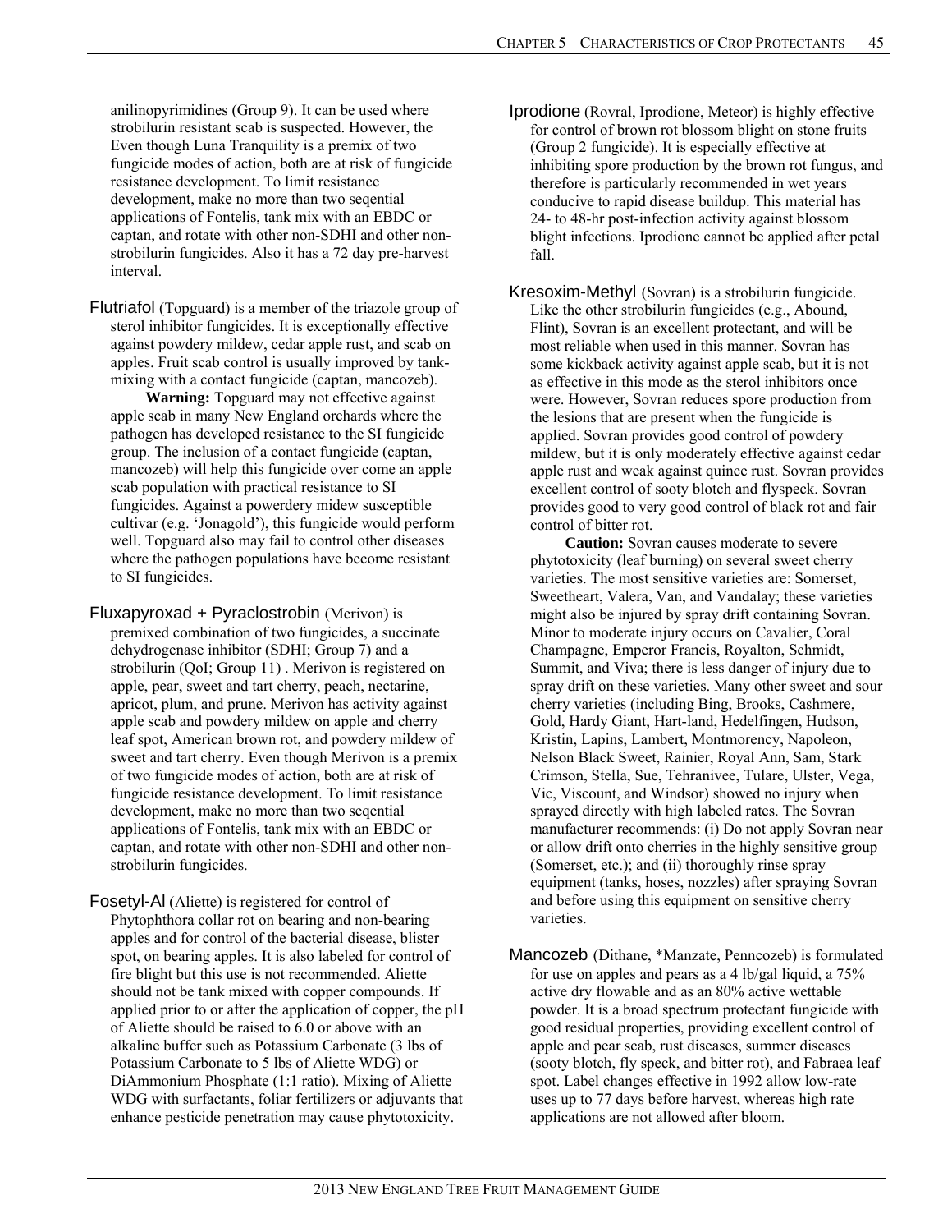anilinopyrimidines (Group 9). It can be used where strobilurin resistant scab is suspected. However, the Even though Luna Tranquility is a premix of two fungicide modes of action, both are at risk of fungicide resistance development. To limit resistance development, make no more than two seqential applications of Fontelis, tank mix with an EBDC or captan, and rotate with other non-SDHI and other non-strobilurin fungicides. Also it has a 72 day pre-harvest interval.

Flutriafol (Topguard) is a member of the triazole group of sterol inhibitor fungicides. It is exceptionally effective against powdery mildew, cedar apple rust, and scab on apples. Fruit scab control is usually improved by tank-mixing with a contact fungicide (captan, mancozeb).

**Warning:** Topguard may not effective against apple scab in many New England orchards where the pathogen has developed resistance to the SI fungicide group. The inclusion of a contact fungicide (captan, mancozeb) will help this fungicide over come an apple scab population with practical resistance to SI fungicides. Against a powerdery midew susceptible cultivar (e.g. 'Jonagold'), this fungicide would perform well. Topguard also may fail to control other diseases where the pathogen populations have become resistant to SI fungicides.

Fluxapyroxad + Pyraclostrobin (Merivon) is premixed combination of two fungicides, a succinate dehydrogenase inhibitor (SDHI; Group 7) and a strobilurin (QoI; Group 11) . Merivon is registered on apple, pear, sweet and tart cherry, peach, nectarine, apricot, plum, and prune. Merivon has activity against apple scab and powdery mildew on apple and cherry leaf spot, American brown rot, and powdery mildew of sweet and tart cherry. Even though Merivon is a premix of two fungicide modes of action, both are at risk of fungicide resistance development. To limit resistance development, make no more than two seqential applications of Fontelis, tank mix with an EBDC or captan, and rotate with other non-SDHI and other non-strobilurin fungicides.

Fosetyl-Al (Aliette) is registered for control of Phytophthora collar rot on bearing and non-bearing apples and for control of the bacterial disease, blister spot, on bearing apples. It is also labeled for control of fire blight but this use is not recommended. Aliette should not be tank mixed with copper compounds. If applied prior to or after the application of copper, the pH of Aliette should be raised to 6.0 or above with an alkaline buffer such as Potassium Carbonate (3 lbs of Potassium Carbonate to 5 lbs of Aliette WDG) or DiAmmonium Phosphate (1:1 ratio). Mixing of Aliette WDG with surfactants, foliar fertilizers or adjuvants that enhance pesticide penetration may cause phytotoxicity.

Iprodione (Rovral, Iprodione, Meteor) is highly effective for control of brown rot blossom blight on stone fruits (Group 2 fungicide). It is especially effective at inhibiting spore production by the brown rot fungus, and therefore is particularly recommended in wet years conducive to rapid disease buildup. This material has 24- to 48-hr post-infection activity against blossom blight infections. Iprodione cannot be applied after petal fall.

Kresoxim-Methyl (Sovran) is a strobilurin fungicide. Like the other strobilurin fungicides (e.g., Abound, Flint), Sovran is an excellent protectant, and will be most reliable when used in this manner. Sovran has some kickback activity against apple scab, but it is not as effective in this mode as the sterol inhibitors once were. However, Sovran reduces spore production from the lesions that are present when the fungicide is applied. Sovran provides good control of powdery mildew, but it is only moderately effective against cedar apple rust and weak against quince rust. Sovran provides excellent control of sooty blotch and flyspeck. Sovran provides good to very good control of black rot and fair control of bitter rot.

**Caution:** Sovran causes moderate to severe phytotoxicity (leaf burning) on several sweet cherry varieties. The most sensitive varieties are: Somerset, Sweetheart, Valera, Van, and Vandalay; these varieties might also be injured by spray drift containing Sovran. Minor to moderate injury occurs on Cavalier, Coral Champagne, Emperor Francis, Royalton, Schmidt, Summit, and Viva; there is less danger of injury due to spray drift on these varieties. Many other sweet and sour cherry varieties (including Bing, Brooks, Cashmere, Gold, Hardy Giant, Hart-land, Hedelfingen, Hudson, Kristin, Lapins, Lambert, Montmorency, Napoleon, Nelson Black Sweet, Rainier, Royal Ann, Sam, Stark Crimson, Stella, Sue, Tehranivee, Tulare, Ulster, Vega, Vic, Viscount, and Windsor) showed no injury when sprayed directly with high labeled rates. The Sovran manufacturer recommends: (i) Do not apply Sovran near or allow drift onto cherries in the highly sensitive group (Somerset, etc.); and (ii) thoroughly rinse spray equipment (tanks, hoses, nozzles) after spraying Sovran and before using this equipment on sensitive cherry varieties.

Mancozeb (Dithane, *Manzate, Penncozeb) is formulated for use on apples and pears as a 4 lb/gal liquid, a 75% active dry flowable and as an 80% active wettable powder. It is a broad spectrum protectant fungicide with good residual properties, providing excellent control of apple and pear scab, rust diseases, summer diseases (sooty blotch, fly speck, and bitter rot), and Fabraea leaf spot. Label changes effective in 1992 allow low-rate uses up to 77 days before harvest, whereas high rate applications are not allowed after bloom.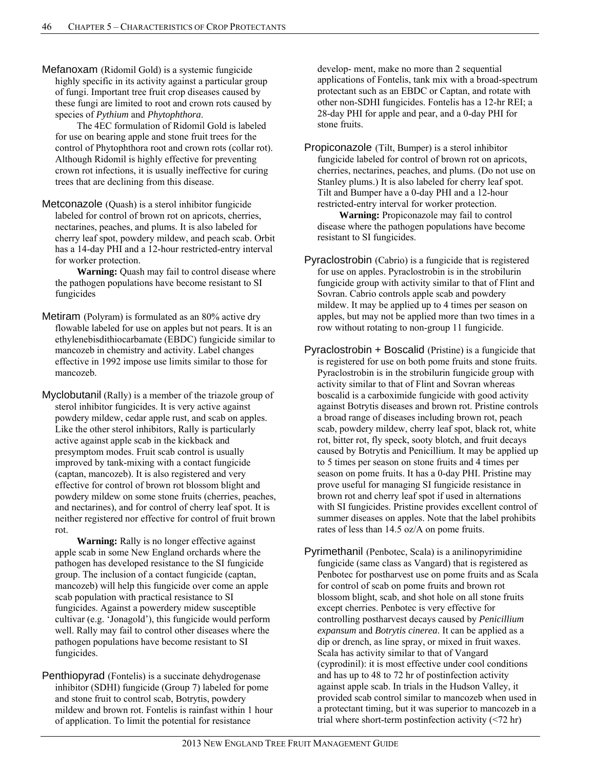**Mefanoxam** (Ridomil Gold) is a systemic fungicide highly specific in its activity against a particular group of fungi. Important tree fruit crop diseases caused by these fungi are limited to root and crown rots caused by species of *Pythium* and *Phytophthora*.

The 4EC formulation of Ridomil Gold is labeled for use on bearing apple and stone fruit trees for the control of Phytophthora root and crown rots (collar rot). Although Ridomil is highly effective for preventing crown rot infections, it is usually ineffective for curing trees that are declining from this disease.

**Metconazole** (Quash) is a sterol inhibitor fungicide labeled for control of brown rot on apricots, cherries, nectarines, peaches, and plums. It is also labeled for cherry leaf spot, powdery mildew, and peach scab. Orbit has a 14-day PHI and a 12-hour restricted-entry interval for worker protection.

**Warning:** Quash may fail to control disease where the pathogen populations have become resistant to SI fungicides

**Metiram** (Polyram) is formulated as an 80% active dry flowable labeled for use on apples but not pears. It is an ethylenebisdithiocarbamate (EBDC) fungicide similar to mancozeb in chemistry and activity. Label changes effective in 1992 impose use limits similar to those for mancozeb.

**Myclobutanil** (Rally) is a member of the triazole group of sterol inhibitor fungicides. It is very active against powdery mildew, cedar apple rust, and scab on apples. Like the other sterol inhibitors, Rally is particularly active against apple scab in the kickback and presymptom modes. Fruit scab control is usually improved by tank-mixing with a contact fungicide (captan, mancozeb). It is also registered and very effective for control of brown rot blossom blight and powdery mildew on some stone fruits (cherries, peaches, and nectarines), and for control of cherry leaf spot. It is neither registered nor effective for control of fruit brown rot.

**Warning:** Rally is no longer effective against apple scab in some New England orchards where the pathogen has developed resistance to the SI fungicide group. The inclusion of a contact fungicide (captan, mancozeb) will help this fungicide over come an apple scab population with practical resistance to SI fungicides. Against a powerdery midew susceptible cultivar (e.g. 'Jonagold'), this fungicide would perform well. Rally may fail to control other diseases where the pathogen populations have become resistant to SI fungicides.

**Penthiopyrad** (Fontelis) is a succinate dehydrogenase inhibitor (SDHI) fungicide (Group 7) labeled for pome and stone fruit to control scab, Botrytis, powdery mildew and brown rot. Fontelis is rainfast within 1 hour of application. To limit the potential for resistance develop- ment, make no more than 2 sequential applications of Fontelis, tank mix with a broad-spectrum protectant such as an EBDC or Captan, and rotate with other non-SDHI fungicides. Fontelis has a 12-hr REI; a 28-day PHI for apple and pear, and a 0-day PHI for stone fruits.

**Propiconazole** (Tilt, Bumper) is a sterol inhibitor fungicide labeled for control of brown rot on apricots, cherries, nectarines, peaches, and plums. (Do not use on Stanley plums.) It is also labeled for cherry leaf spot. Tilt and Bumper have a 0-day PHI and a 12-hour restricted-entry interval for worker protection.

**Warning:** Propiconazole may fail to control disease where the pathogen populations have become resistant to SI fungicides.

**Pyraclostrobin** (Cabrio) is a fungicide that is registered for use on apples. Pyraclostrobin is in the strobilurin fungicide group with activity similar to that of Flint and Sovran. Cabrio controls apple scab and powdery mildew. It may be applied up to 4 times per season on apples, but may not be applied more than two times in a row without rotating to non-group 11 fungicide.

**Pyraclostrobin + Boscalid** (Pristine) is a fungicide that is registered for use on both pome fruits and stone fruits. Pyraclostrobin is in the strobilurin fungicide group with activity similar to that of Flint and Sovran whereas boscalid is a carboximide fungicide with good activity against Botrytis diseases and brown rot. Pristine controls a broad range of diseases including brown rot, peach scab, powdery mildew, cherry leaf spot, black rot, white rot, bitter rot, fly speck, sooty blotch, and fruit decays caused by Botrytis and Penicillium. It may be applied up to 5 times per season on stone fruits and 4 times per season on pome fruits. It has a 0-day PHI. Pristine may prove useful for managing SI fungicide resistance in brown rot and cherry leaf spot if used in alternations with SI fungicides. Pristine provides excellent control of summer diseases on apples. Note that the label prohibits rates of less than 14.5 oz/A on pome fruits.

**Pyrimethanil** (Penbotec, Scala) is a anilinopyrimidine fungicide (same class as Vangard) that is registered as Penbotec for postharvest use on pome fruits and as Scala for control of scab on pome fruits and brown rot blossom blight, scab, and shot hole on all stone fruits except cherries. Penbotec is very effective for controlling postharvest decays caused by *Penicillium expansum* and *Botrytis cinerea*. It can be applied as a dip or drench, as line spray, or mixed in fruit waxes. Scala has activity similar to that of Vangard (cyprodinil): it is most effective under cool conditions and has up to 48 to 72 hr of postinfection activity against apple scab. In trials in the Hudson Valley, it provided scab control similar to mancozeb when used in a protectant timing, but it was superior to mancozeb in a trial where short-term postinfection activity (<72 hr)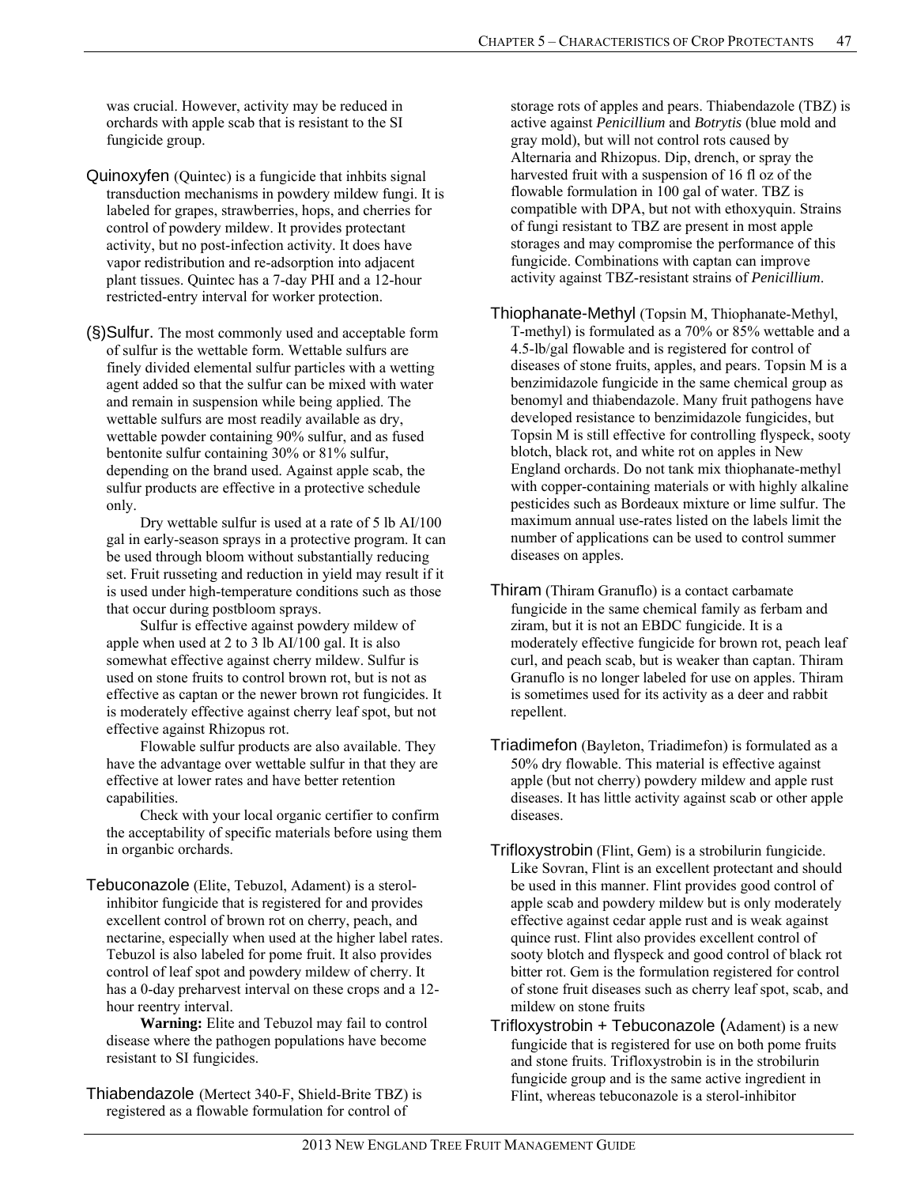was crucial. However, activity may be reduced in orchards with apple scab that is resistant to the SI fungicide group.

Quinoxyfen (Quintec) is a fungicide that inhbits signal transduction mechanisms in powdery mildew fungi. It is labeled for grapes, strawberries, hops, and cherries for control of powdery mildew. It provides protectant activity, but no post-infection activity. It does have vapor redistribution and re-adsorption into adjacent plant tissues. Quintec has a 7-day PHI and a 12-hour restricted-entry interval for worker protection.

(§)Sulfur. The most commonly used and acceptable form of sulfur is the wettable form. Wettable sulfurs are finely divided elemental sulfur particles with a wetting agent added so that the sulfur can be mixed with water and remain in suspension while being applied. The wettable sulfurs are most readily available as dry, wettable powder containing 90% sulfur, and as fused bentonite sulfur containing 30% or 81% sulfur, depending on the brand used. Against apple scab, the sulfur products are effective in a protective schedule only.

Dry wettable sulfur is used at a rate of 5 lb AI/100 gal in early-season sprays in a protective program. It can be used through bloom without substantially reducing set. Fruit russeting and reduction in yield may result if it is used under high-temperature conditions such as those that occur during postbloom sprays.

Sulfur is effective against powdery mildew of apple when used at 2 to 3 lb AI/100 gal. It is also somewhat effective against cherry mildew. Sulfur is used on stone fruits to control brown rot, but is not as effective as captan or the newer brown rot fungicides. It is moderately effective against cherry leaf spot, but not effective against Rhizopus rot.

Flowable sulfur products are also available. They have the advantage over wettable sulfur in that they are effective at lower rates and have better retention capabilities.

Check with your local organic certifier to confirm the acceptability of specific materials before using them in organbic orchards.

Tebuconazole (Elite, Tebuzol, Adament) is a sterol-inhibitor fungicide that is registered for and provides excellent control of brown rot on cherry, peach, and nectarine, especially when used at the higher label rates. Tebuzol is also labeled for pome fruit. It also provides control of leaf spot and powdery mildew of cherry. It has a 0-day preharvest interval on these crops and a 12-hour reentry interval.

**Warning:** Elite and Tebuzol may fail to control disease where the pathogen populations have become resistant to SI fungicides.

Thiabendazole (Mertect 340-F, Shield-Brite TBZ) is registered as a flowable formulation for control of storage rots of apples and pears. Thiabendazole (TBZ) is active against *Penicillium* and *Botrytis* (blue mold and gray mold), but will not control rots caused by Alternaria and Rhizopus. Dip, drench, or spray the harvested fruit with a suspension of 16 fl oz of the flowable formulation in 100 gal of water. TBZ is compatible with DPA, but not with ethoxyquin. Strains of fungi resistant to TBZ are present in most apple storages and may compromise the performance of this fungicide. Combinations with captan can improve activity against TBZ-resistant strains of *Penicillium*.

Thiophanate-Methyl (Topsin M, Thiophanate-Methyl, T-methyl) is formulated as a 70% or 85% wettable and a 4.5-lb/gal flowable and is registered for control of diseases of stone fruits, apples, and pears. Topsin M is a benzimidazole fungicide in the same chemical group as benomyl and thiabendazole. Many fruit pathogens have developed resistance to benzimidazole fungicides, but Topsin M is still effective for controlling flyspeck, sooty blotch, black rot, and white rot on apples in New England orchards. Do not tank mix thiophanate-methyl with copper-containing materials or with highly alkaline pesticides such as Bordeaux mixture or lime sulfur. The maximum annual use-rates listed on the labels limit the number of applications can be used to control summer diseases on apples.

Thiram (Thiram Granuflo) is a contact carbamate fungicide in the same chemical family as ferbam and ziram, but it is not an EBDC fungicide. It is a moderately effective fungicide for brown rot, peach leaf curl, and peach scab, but is weaker than captan. Thiram Granuflo is no longer labeled for use on apples. Thiram is sometimes used for its activity as a deer and rabbit repellent.

Triadimefon (Bayleton, Triadimefon) is formulated as a 50% dry flowable. This material is effective against apple (but not cherry) powdery mildew and apple rust diseases. It has little activity against scab or other apple diseases.

Trifloxystrobin (Flint, Gem) is a strobilurin fungicide. Like Sovran, Flint is an excellent protectant and should be used in this manner. Flint provides good control of apple scab and powdery mildew but is only moderately effective against cedar apple rust and is weak against quince rust. Flint also provides excellent control of sooty blotch and flyspeck and good control of black rot bitter rot. Gem is the formulation registered for control of stone fruit diseases such as cherry leaf spot, scab, and mildew on stone fruits

Trifloxystrobin + Tebuconazole (Adament) is a new fungicide that is registered for use on both pome fruits and stone fruits. Trifloxystrobin is in the strobilurin fungicide group and is the same active ingredient in Flint, whereas tebuconazole is a sterol-inhibitor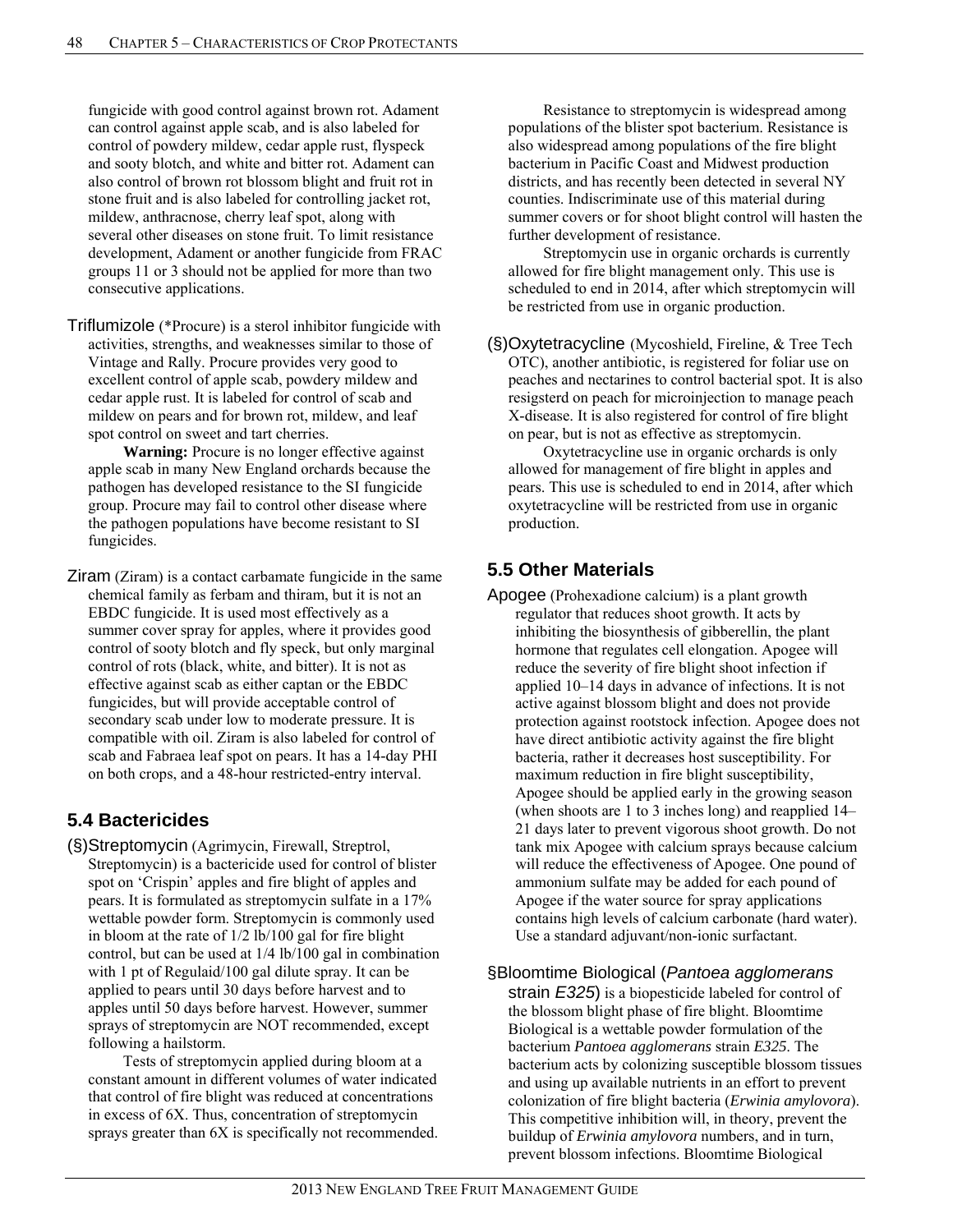fungicide with good control against brown rot. Adament can control against apple scab, and is also labeled for control of powdery mildew, cedar apple rust, flyspeck and sooty blotch, and white and bitter rot. Adament can also control of brown rot blossom blight and fruit rot in stone fruit and is also labeled for controlling jacket rot, mildew, anthracnose, cherry leaf spot, along with several other diseases on stone fruit. To limit resistance development, Adament or another fungicide from FRAC groups 11 or 3 should not be applied for more than two consecutive applications.

Triflumizole (*Procure) is a sterol inhibitor fungicide with activities, strengths, and weaknesses similar to those of Vintage and Rally. Procure provides very good to excellent control of apple scab, powdery mildew and cedar apple rust. It is labeled for control of scab and mildew on pears and for brown rot, mildew, and leaf spot control on sweet and tart cherries.

**Warning:** Procure is no longer effective against apple scab in many New England orchards because the pathogen has developed resistance to the SI fungicide group. Procure may fail to control other disease where the pathogen populations have become resistant to SI fungicides.

Ziram (Ziram) is a contact carbamate fungicide in the same chemical family as ferbam and thiram, but it is not an EBDC fungicide. It is used most effectively as a summer cover spray for apples, where it provides good control of sooty blotch and fly speck, but only marginal control of rots (black, white, and bitter). It is not as effective against scab as either captan or the EBDC fungicides, but will provide acceptable control of secondary scab under low to moderate pressure. It is compatible with oil. Ziram is also labeled for control of scab and Fabraea leaf spot on pears. It has a 14-day PHI on both crops, and a 48-hour restricted-entry interval.

## 5.4 Bactericides

(§)Streptomycin (Agrimycin, Firewall, Streptrol, Streptomycin) is a bactericide used for control of blister spot on 'Crispin' apples and fire blight of apples and pears. It is formulated as streptomycin sulfate in a 17% wettable powder form. Streptomycin is commonly used in bloom at the rate of 1/2 lb/100 gal for fire blight control, but can be used at 1/4 lb/100 gal in combination with 1 pt of Regulaid/100 gal dilute spray. It can be applied to pears until 30 days before harvest and to apples until 50 days before harvest. However, summer sprays of streptomycin are NOT recommended, except following a hailstorm.

Tests of streptomycin applied during bloom at a constant amount in different volumes of water indicated that control of fire blight was reduced at concentrations in excess of 6X. Thus, concentration of streptomycin sprays greater than 6X is specifically not recommended.

Resistance to streptomycin is widespread among populations of the blister spot bacterium. Resistance is also widespread among populations of the fire blight bacterium in Pacific Coast and Midwest production districts, and has recently been detected in several NY counties. Indiscriminate use of this material during summer covers or for shoot blight control will hasten the further development of resistance.

Streptomycin use in organic orchards is currently allowed for fire blight management only. This use is scheduled to end in 2014, after which streptomycin will be restricted from use in organic production.

(§)Oxytetracycline (Mycoshield, Fireline, & Tree Tech OTC), another antibiotic, is registered for foliar use on peaches and nectarines to control bacterial spot. It is also resisgsterd on peach for microinjection to manage peach X-disease. It is also registered for control of fire blight on pear, but is not as effective as streptomycin.

Oxytetracycline use in organic orchards is only allowed for management of fire blight in apples and pears. This use is scheduled to end in 2014, after which oxytetracycline will be restricted from use in organic production.

## 5.5 Other Materials

Apogee (Prohexadione calcium) is a plant growth regulator that reduces shoot growth. It acts by inhibiting the biosynthesis of gibberellin, the plant hormone that regulates cell elongation. Apogee will reduce the severity of fire blight shoot infection if applied 10–14 days in advance of infections. It is not active against blossom blight and does not provide protection against rootstock infection. Apogee does not have direct antibiotic activity against the fire blight bacteria, rather it decreases host susceptibility. For maximum reduction in fire blight susceptibility, Apogee should be applied early in the growing season (when shoots are 1 to 3 inches long) and reapplied 14–21 days later to prevent vigorous shoot growth. Do not tank mix Apogee with calcium sprays because calcium will reduce the effectiveness of Apogee. One pound of ammonium sulfate may be added for each pound of Apogee if the water source for spray applications contains high levels of calcium carbonate (hard water). Use a standard adjuvant/non-ionic surfactant.

§Bloomtime Biological (*Pantoea agglomerans* strain *E325*) is a biopesticide labeled for control of the blossom blight phase of fire blight. Bloomtime Biological is a wettable powder formulation of the bacterium *Pantoea agglomerans* strain *E325*. The bacterium acts by colonizing susceptible blossom tissues and using up available nutrients in an effort to prevent colonization of fire blight bacteria (*Erwinia amylovora*). This competitive inhibition will, in theory, prevent the buildup of *Erwinia amylovora* numbers, and in turn, prevent blossom infections. Bloomtime Biological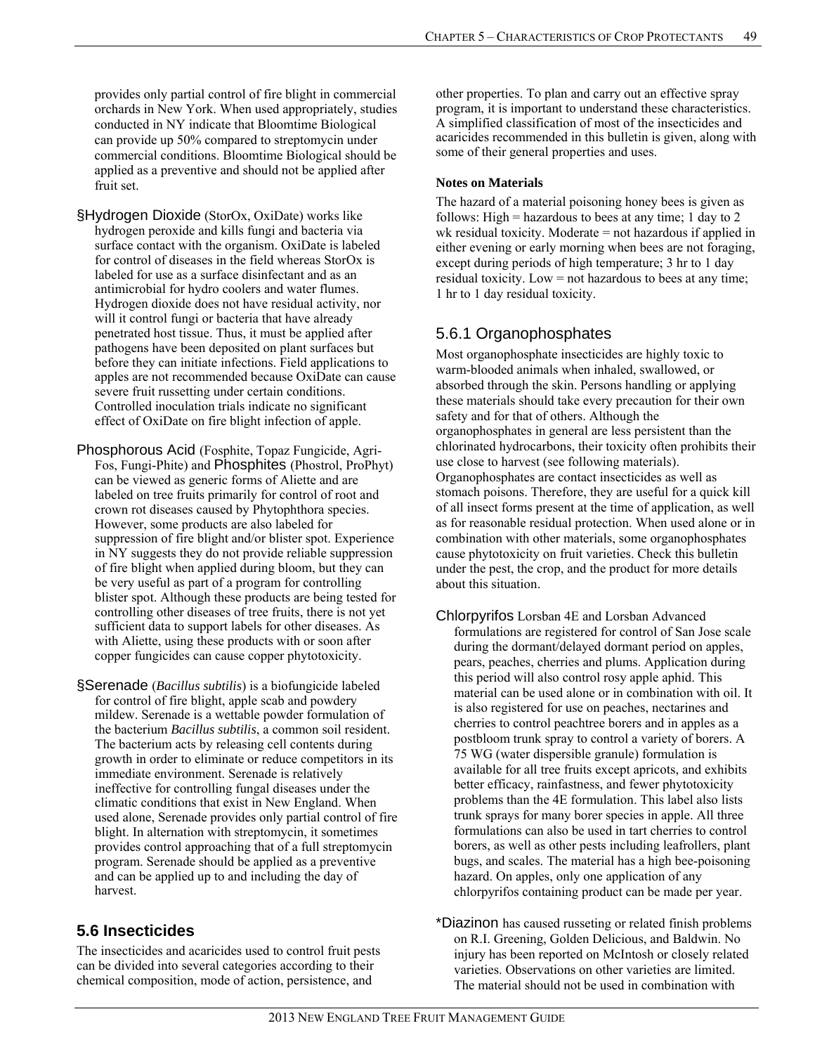provides only partial control of fire blight in commercial orchards in New York. When used appropriately, studies conducted in NY indicate that Bloomtime Biological can provide up 50% compared to streptomycin under commercial conditions. Bloomtime Biological should be applied as a preventive and should not be applied after fruit set.

§Hydrogen Dioxide (StorOx, OxiDate) works like hydrogen peroxide and kills fungi and bacteria via surface contact with the organism. OxiDate is labeled for control of diseases in the field whereas StorOx is labeled for use as a surface disinfectant and as an antimicrobial for hydro coolers and water flumes. Hydrogen dioxide does not have residual activity, nor will it control fungi or bacteria that have already penetrated host tissue. Thus, it must be applied after pathogens have been deposited on plant surfaces but before they can initiate infections. Field applications to apples are not recommended because OxiDate can cause severe fruit russetting under certain conditions. Controlled inoculation trials indicate no significant effect of OxiDate on fire blight infection of apple.

Phosphorous Acid (Fosphite, Topaz Fungicide, Agri-Fos, Fungi-Phite) and Phosphites (Phostrol, ProPhyt) can be viewed as generic forms of Aliette and are labeled on tree fruits primarily for control of root and crown rot diseases caused by Phytophthora species. However, some products are also labeled for suppression of fire blight and/or blister spot. Experience in NY suggests they do not provide reliable suppression of fire blight when applied during bloom, but they can be very useful as part of a program for controlling blister spot. Although these products are being tested for controlling other diseases of tree fruits, there is not yet sufficient data to support labels for other diseases. As with Aliette, using these products with or soon after copper fungicides can cause copper phytotoxicity.

§Serenade (*Bacillus subtilis*) is a biofungicide labeled for control of fire blight, apple scab and powdery mildew. Serenade is a wettable powder formulation of the bacterium *Bacillus subtilis*, a common soil resident. The bacterium acts by releasing cell contents during growth in order to eliminate or reduce competitors in its immediate environment. Serenade is relatively ineffective for controlling fungal diseases under the climatic conditions that exist in New England. When used alone, Serenade provides only partial control of fire blight. In alternation with streptomycin, it sometimes provides control approaching that of a full streptomycin program. Serenade should be applied as a preventive and can be applied up to and including the day of harvest.

## 5.6 Insecticides

The insecticides and acaricides used to control fruit pests can be divided into several categories according to their chemical composition, mode of action, persistence, and other properties. To plan and carry out an effective spray program, it is important to understand these characteristics. A simplified classification of most of the insecticides and acaricides recommended in this bulletin is given, along with some of their general properties and uses.

**Notes on Materials**

The hazard of a material poisoning honey bees is given as follows: High = hazardous to bees at any time; 1 day to 2 wk residual toxicity. Moderate = not hazardous if applied in either evening or early morning when bees are not foraging, except during periods of high temperature; 3 hr to 1 day residual toxicity. Low = not hazardous to bees at any time; 1 hr to 1 day residual toxicity.

### 5.6.1 Organophosphates

Most organophosphate insecticides are highly toxic to warm-blooded animals when inhaled, swallowed, or absorbed through the skin. Persons handling or applying these materials should take every precaution for their own safety and for that of others. Although the organophosphates in general are less persistent than the chlorinated hydrocarbons, their toxicity often prohibits their use close to harvest (see following materials). Organophosphates are contact insecticides as well as stomach poisons. Therefore, they are useful for a quick kill of all insect forms present at the time of application, as well as for reasonable residual protection. When used alone or in combination with other materials, some organophosphates cause phytotoxicity on fruit varieties. Check this bulletin under the pest, the crop, and the product for more details about this situation.

Chlorpyrifos Lorsban 4E and Lorsban Advanced formulations are registered for control of San Jose scale during the dormant/delayed dormant period on apples, pears, peaches, cherries and plums. Application during this period will also control rosy apple aphid. This material can be used alone or in combination with oil. It is also registered for use on peaches, nectarines and cherries to control peachtree borers and in apples as a postbloom trunk spray to control a variety of borers. A 75 WG (water dispersible granule) formulation is available for all tree fruits except apricots, and exhibits better efficacy, rainfastness, and fewer phytotoxicity problems than the 4E formulation. This label also lists trunk sprays for many borer species in apple. All three formulations can also be used in tart cherries to control borers, as well as other pests including leafrollers, plant bugs, and scales. The material has a high bee-poisoning hazard. On apples, only one application of any chlorpyrifos containing product can be made per year.

*Diazinon has caused russeting or related finish problems on R.I. Greening, Golden Delicious, and Baldwin. No injury has been reported on McIntosh or closely related varieties. Observations on other varieties are limited. The material should not be used in combination with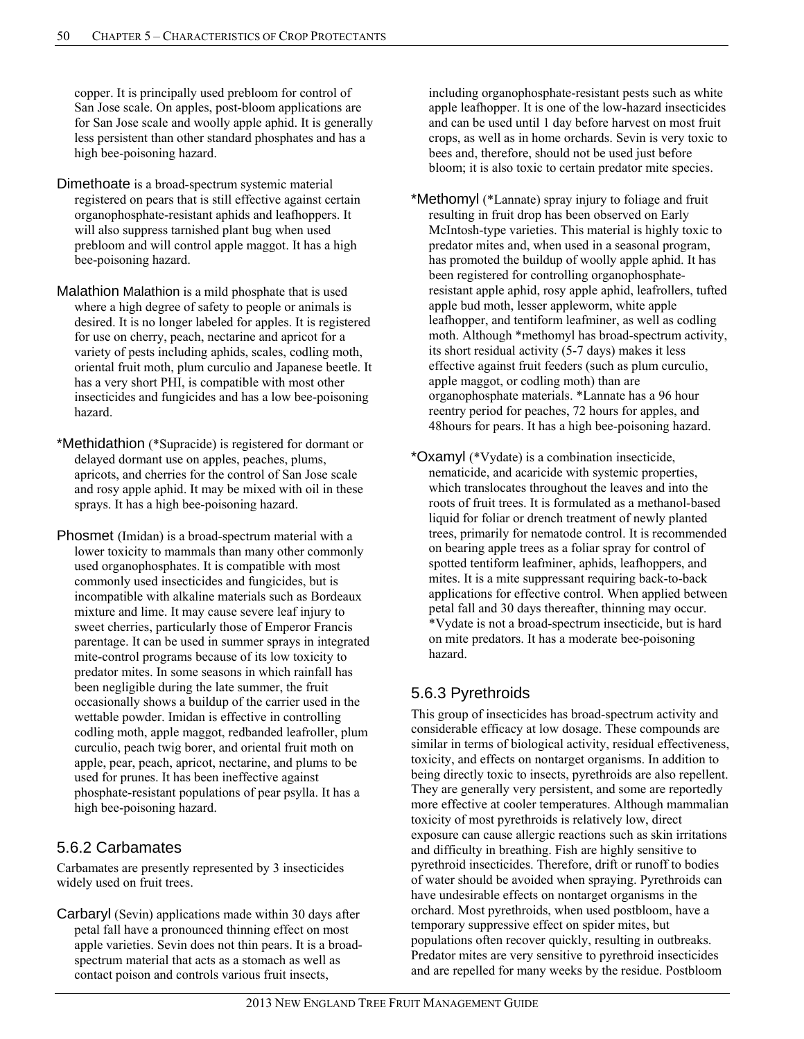copper. It is principally used prebloom for control of San Jose scale. On apples, post-bloom applications are for San Jose scale and woolly apple aphid. It is generally less persistent than other standard phosphates and has a high bee-poisoning hazard.

Dimethoate is a broad-spectrum systemic material registered on pears that is still effective against certain organophosphate-resistant aphids and leafhoppers. It will also suppress tarnished plant bug when used prebloom and will control apple maggot. It has a high bee-poisoning hazard.

Malathion Malathion is a mild phosphate that is used where a high degree of safety to people or animals is desired. It is no longer labeled for apples. It is registered for use on cherry, peach, nectarine and apricot for a variety of pests including aphids, scales, codling moth, oriental fruit moth, plum curculio and Japanese beetle. It has a very short PHI, is compatible with most other insecticides and fungicides and has a low bee-poisoning hazard.

*Methidathion (*Supracide) is registered for dormant or delayed dormant use on apples, peaches, plums, apricots, and cherries for the control of San Jose scale and rosy apple aphid. It may be mixed with oil in these sprays. It has a high bee-poisoning hazard.

Phosmet (Imidan) is a broad-spectrum material with a lower toxicity to mammals than many other commonly used organophosphates. It is compatible with most commonly used insecticides and fungicides, but is incompatible with alkaline materials such as Bordeaux mixture and lime. It may cause severe leaf injury to sweet cherries, particularly those of Emperor Francis parentage. It can be used in summer sprays in integrated mite-control programs because of its low toxicity to predator mites. In some seasons in which rainfall has been negligible during the late summer, the fruit occasionally shows a buildup of the carrier used in the wettable powder. Imidan is effective in controlling codling moth, apple maggot, redbanded leafroller, plum curculio, peach twig borer, and oriental fruit moth on apple, pear, peach, apricot, nectarine, and plums to be used for prunes. It has been ineffective against phosphate-resistant populations of pear psylla. It has a high bee-poisoning hazard.

## 5.6.2 Carbamates

Carbamates are presently represented by 3 insecticides widely used on fruit trees.

Carbaryl (Sevin) applications made within 30 days after petal fall have a pronounced thinning effect on most apple varieties. Sevin does not thin pears. It is a broad-spectrum material that acts as a stomach as well as contact poison and controls various fruit insects, including organophosphate-resistant pests such as white apple leafhopper. It is one of the low-hazard insecticides and can be used until 1 day before harvest on most fruit crops, as well as in home orchards. Sevin is very toxic to bees and, therefore, should not be used just before bloom; it is also toxic to certain predator mite species.

*Methomyl (*Lannate) spray injury to foliage and fruit resulting in fruit drop has been observed on Early McIntosh-type varieties. This material is highly toxic to predator mites and, when used in a seasonal program, has promoted the buildup of woolly apple aphid. It has been registered for controlling organophosphate-resistant apple aphid, rosy apple aphid, leafrollers, tufted apple bud moth, lesser appleworm, white apple leafhopper, and tentiform leafminer, as well as codling moth. Although *methomyl has broad-spectrum activity, its short residual activity (5-7 days) makes it less effective against fruit feeders (such as plum curculio, apple maggot, or codling moth) than are organophosphate materials. *Lannate has a 96 hour reentry period for peaches, 72 hours for apples, and 48hours for pears. It has a high bee-poisoning hazard.

*Oxamyl (*Vydate) is a combination insecticide, nematicide, and acaricide with systemic properties, which translocates throughout the leaves and into the roots of fruit trees. It is formulated as a methanol-based liquid for foliar or drench treatment of newly planted trees, primarily for nematode control. It is recommended on bearing apple trees as a foliar spray for control of spotted tentiform leafminer, aphids, leafhoppers, and mites. It is a mite suppressant requiring back-to-back applications for effective control. When applied between petal fall and 30 days thereafter, thinning may occur. *Vydate is not a broad-spectrum insecticide, but is hard on mite predators. It has a moderate bee-poisoning hazard.

## 5.6.3 Pyrethroids

This group of insecticides has broad-spectrum activity and considerable efficacy at low dosage. These compounds are similar in terms of biological activity, residual effectiveness, toxicity, and effects on nontarget organisms. In addition to being directly toxic to insects, pyrethroids are also repellent. They are generally very persistent, and some are reportedly more effective at cooler temperatures. Although mammalian toxicity of most pyrethroids is relatively low, direct exposure can cause allergic reactions such as skin irritations and difficulty in breathing. Fish are highly sensitive to pyrethroid insecticides. Therefore, drift or runoff to bodies of water should be avoided when spraying. Pyrethroids can have undesirable effects on nontarget organisms in the orchard. Most pyrethroids, when used postbloom, have a temporary suppressive effect on spider mites, but populations often recover quickly, resulting in outbreaks. Predator mites are very sensitive to pyrethroid insecticides and are repelled for many weeks by the residue. Postbloom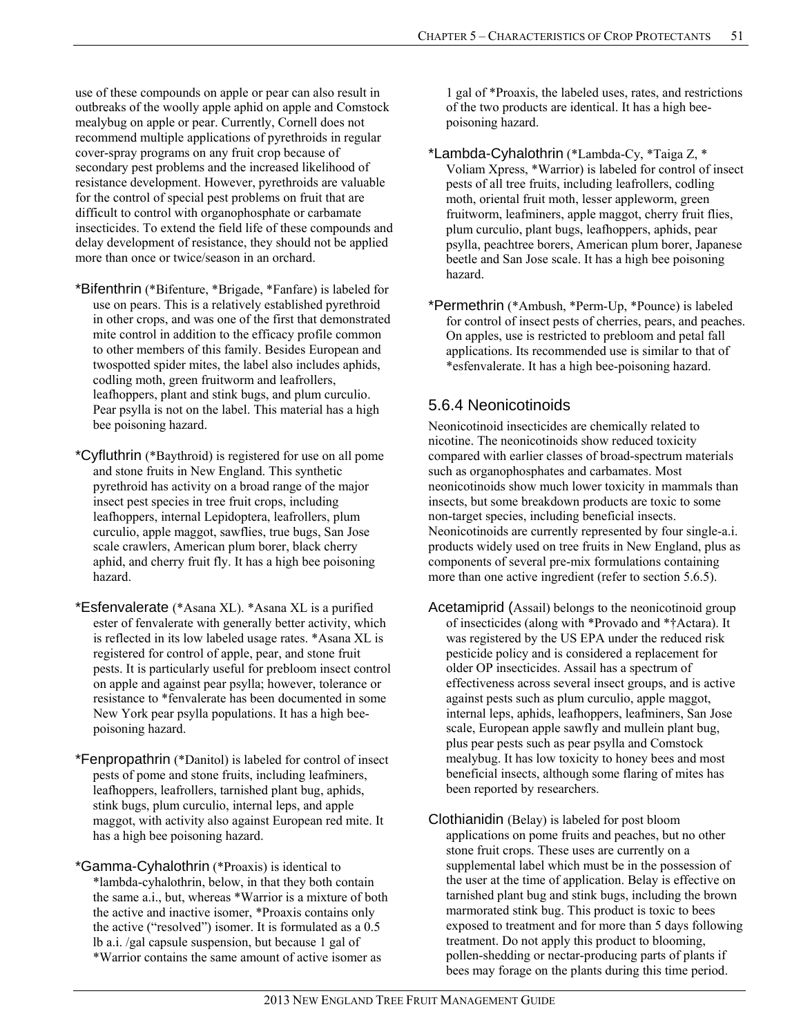use of these compounds on apple or pear can also result in outbreaks of the woolly apple aphid on apple and Comstock mealybug on apple or pear. Currently, Cornell does not recommend multiple applications of pyrethroids in regular cover-spray programs on any fruit crop because of secondary pest problems and the increased likelihood of resistance development. However, pyrethroids are valuable for the control of special pest problems on fruit that are difficult to control with organophosphate or carbamate insecticides. To extend the field life of these compounds and delay development of resistance, they should not be applied more than once or twice/season in an orchard.

*Bifenthrin (*Bifenture, *Brigade, *Fanfare) is labeled for use on pears. This is a relatively established pyrethroid in other crops, and was one of the first that demonstrated mite control in addition to the efficacy profile common to other members of this family. Besides European and twospotted spider mites, the label also includes aphids, codling moth, green fruitworm and leafrollers, leafhoppers, plant and stink bugs, and plum curculio. Pear psylla is not on the label. This material has a high bee poisoning hazard.

*Cyfluthrin (*Baythroid) is registered for use on all pome and stone fruits in New England. This synthetic pyrethroid has activity on a broad range of the major insect pest species in tree fruit crops, including leafhoppers, internal Lepidoptera, leafrollers, plum curculio, apple maggot, sawflies, true bugs, San Jose scale crawlers, American plum borer, black cherry aphid, and cherry fruit fly. It has a high bee poisoning hazard.

*Esfenvalerate (*Asana XL). *Asana XL is a purified ester of fenvalerate with generally better activity, which is reflected in its low labeled usage rates. *Asana XL is registered for control of apple, pear, and stone fruit pests. It is particularly useful for prebloom insect control on apple and against pear psylla; however, tolerance or resistance to *fenvalerate has been documented in some New York pear psylla populations. It has a high bee-poisoning hazard.

*Fenpropathrin (*Danitol) is labeled for control of insect pests of pome and stone fruits, including leafminers, leafhoppers, leafrollers, tarnished plant bug, aphids, stink bugs, plum curculio, internal leps, and apple maggot, with activity also against European red mite. It has a high bee poisoning hazard.

*Gamma-Cyhalothrin (*Proaxis) is identical to *lambda-cyhalothrin, below, in that they both contain the same a.i., but, whereas *Warrior is a mixture of both the active and inactive isomer, *Proaxis contains only the active ("resolved") isomer. It is formulated as a 0.5 lb a.i. /gal capsule suspension, but because 1 gal of *Warrior contains the same amount of active isomer as 1 gal of *Proaxis, the labeled uses, rates, and restrictions of the two products are identical. It has a high bee-poisoning hazard.

*Lambda-Cyhalothrin (*Lambda-Cy, *Taiga Z, *Voliam Xpress, *Warrior) is labeled for control of insect pests of all tree fruits, including leafrollers, codling moth, oriental fruit moth, lesser appleworm, green fruitworm, leafminers, apple maggot, cherry fruit flies, plum curculio, plant bugs, leafhoppers, aphids, pear psylla, peachtree borers, American plum borer, Japanese beetle and San Jose scale. It has a high bee poisoning hazard.

*Permethrin (*Ambush, *Perm-Up, *Pounce) is labeled for control of insect pests of cherries, pears, and peaches. On apples, use is restricted to prebloom and petal fall applications. Its recommended use is similar to that of *esfenvalerate. It has a high bee-poisoning hazard.

## 5.6.4 Neonicotinoids

Neonicotinoid insecticides are chemically related to nicotine. The neonicotinoids show reduced toxicity compared with earlier classes of broad-spectrum materials such as organophosphates and carbamates. Most neonicotinoids show much lower toxicity in mammals than insects, but some breakdown products are toxic to some non-target species, including beneficial insects. Neonicotinoids are currently represented by four single-a.i. products widely used on tree fruits in New England, plus as components of several pre-mix formulations containing more than one active ingredient (refer to section 5.6.5).

Acetamiprid (Assail) belongs to the neonicotinoid group of insecticides (along with *Provado and *†Actara). It was registered by the US EPA under the reduced risk pesticide policy and is considered a replacement for older OP insecticides. Assail has a spectrum of effectiveness across several insect groups, and is active against pests such as plum curculio, apple maggot, internal leps, aphids, leafhoppers, leafminers, San Jose scale, European apple sawfly and mullein plant bug, plus pear pests such as pear psylla and Comstock mealybug. It has low toxicity to honey bees and most beneficial insects, although some flaring of mites has been reported by researchers.

Clothianidin (Belay) is labeled for post bloom applications on pome fruits and peaches, but no other stone fruit crops. These uses are currently on a supplemental label which must be in the possession of the user at the time of application. Belay is effective on tarnished plant bug and stink bugs, including the brown marmorated stink bug. This product is toxic to bees exposed to treatment and for more than 5 days following treatment. Do not apply this product to blooming, pollen-shedding or nectar-producing parts of plants if bees may forage on the plants during this time period.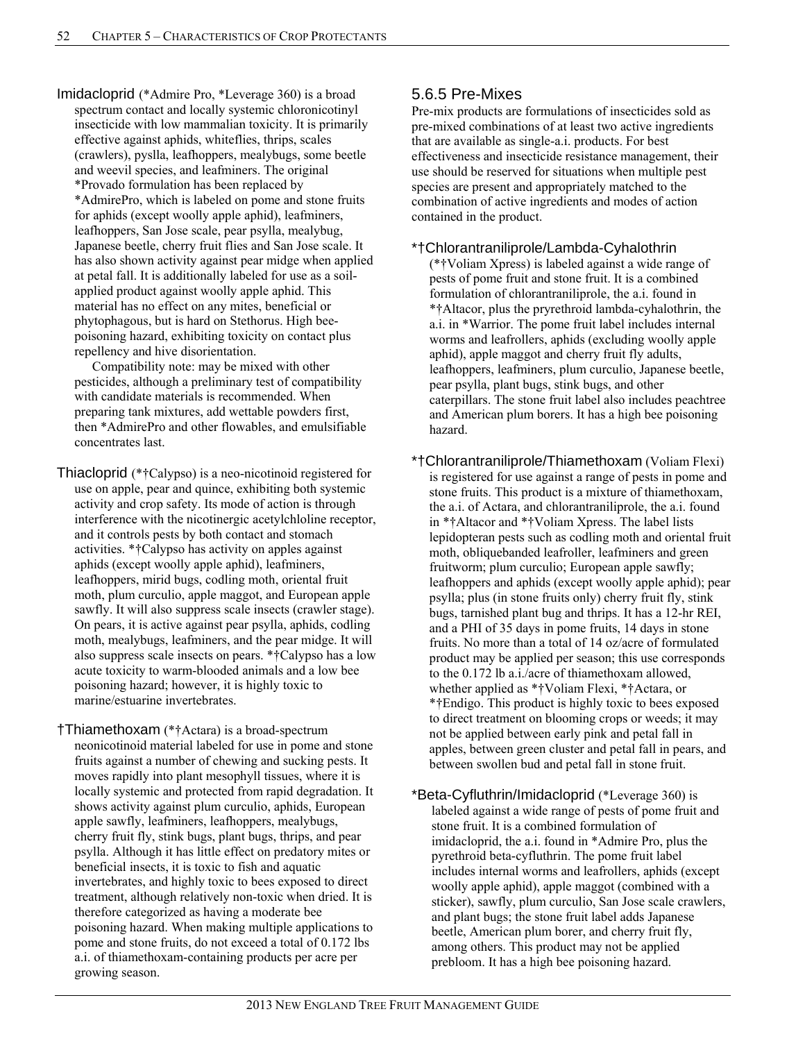Imidacloprid (*Admire Pro, *Leverage 360) is a broad spectrum contact and locally systemic chloronicotinyl insecticide with low mammalian toxicity. It is primarily effective against aphids, whiteflies, thrips, scales (crawlers), pyslla, leafhoppers, mealybugs, some beetle and weevil species, and leafminers. The original *Provado formulation has been replaced by *AdmirePro, which is labeled on pome and stone fruits for aphids (except woolly apple aphid), leafminers, leafhoppers, San Jose scale, pear psylla, mealybug, Japanese beetle, cherry fruit flies and San Jose scale. It has also shown activity against pear midge when applied at petal fall. It is additionally labeled for use as a soil-applied product against woolly apple aphid. This material has no effect on any mites, beneficial or phytophagous, but is hard on Stethorus. High bee-poisoning hazard, exhibiting toxicity on contact plus repellency and hive disorientation.

Compatibility note: may be mixed with other pesticides, although a preliminary test of compatibility with candidate materials is recommended. When preparing tank mixtures, add wettable powders first, then *AdmirePro and other flowables, and emulsifiable concentrates last.

Thiacloprid (*†Calypso) is a neo-nicotinoid registered for use on apple, pear and quince, exhibiting both systemic activity and crop safety. Its mode of action is through interference with the nicotinergic acetylchloline receptor, and it controls pests by both contact and stomach activities. *†Calypso has activity on apples against aphids (except woolly apple aphid), leafminers, leafhoppers, mirid bugs, codling moth, oriental fruit moth, plum curculio, apple maggot, and European apple sawfly. It will also suppress scale insects (crawler stage). On pears, it is active against pear psylla, aphids, codling moth, mealybugs, leafminers, and the pear midge. It will also suppress scale insects on pears. *†Calypso has a low acute toxicity to warm-blooded animals and a low bee poisoning hazard; however, it is highly toxic to marine/estuarine invertebrates.

†Thiamethoxam (*†Actara) is a broad-spectrum neonicotinoid material labeled for use in pome and stone fruits against a number of chewing and sucking pests. It moves rapidly into plant mesophyll tissues, where it is locally systemic and protected from rapid degradation. It shows activity against plum curculio, aphids, European apple sawfly, leafminers, leafhoppers, mealybugs, cherry fruit fly, stink bugs, plant bugs, thrips, and pear psylla. Although it has little effect on predatory mites or beneficial insects, it is toxic to fish and aquatic invertebrates, and highly toxic to bees exposed to direct treatment, although relatively non-toxic when dried. It is therefore categorized as having a moderate bee poisoning hazard. When making multiple applications to pome and stone fruits, do not exceed a total of 0.172 lbs a.i. of thiamethoxam-containing products per acre per growing season.

### 5.6.5 Pre-Mixes

Pre-mix products are formulations of insecticides sold as pre-mixed combinations of at least two active ingredients that are available as single-a.i. products. For best effectiveness and insecticide resistance management, their use should be reserved for situations when multiple pest species are present and appropriately matched to the combination of active ingredients and modes of action contained in the product.

*†Chlorantraniliprole/Lambda-Cyhalothrin (*†Voliam Xpress) is labeled against a wide range of pests of pome fruit and stone fruit. It is a combined formulation of chlorantraniliprole, the a.i. found in *†Altacor, plus the pryrethroid lambda-cyhalothrin, the a.i. in *Warrior. The pome fruit label includes internal worms and leafrollers, aphids (excluding woolly apple aphid), apple maggot and cherry fruit fly adults, leafhoppers, leafminers, plum curculio, Japanese beetle, pear psylla, plant bugs, stink bugs, and other caterpillars. The stone fruit label also includes peachtree and American plum borers. It has a high bee poisoning hazard.

*†Chlorantraniliprole/Thiamethoxam (Voliam Flexi) is registered for use against a range of pests in pome and stone fruits. This product is a mixture of thiamethoxam, the a.i. of Actara, and chlorantraniliprole, the a.i. found in *†Altacor and *†Voliam Xpress. The label lists lepidopteran pests such as codling moth and oriental fruit moth, obliquebanded leafroller, leafminers and green fruitworm; plum curculio; European apple sawfly; leafhoppers and aphids (except woolly apple aphid); pear psylla; plus (in stone fruits only) cherry fruit fly, stink bugs, tarnished plant bug and thrips. It has a 12-hr REI, and a PHI of 35 days in pome fruits, 14 days in stone fruits. No more than a total of 14 oz/acre of formulated product may be applied per season; this use corresponds to the 0.172 lb a.i./acre of thiamethoxam allowed, whether applied as *†Voliam Flexi, *†Actara, or *†Endigo. This product is highly toxic to bees exposed to direct treatment on blooming crops or weeds; it may not be applied between early pink and petal fall in apples, between green cluster and petal fall in pears, and between swollen bud and petal fall in stone fruit.

*Beta-Cyfluthrin/Imidacloprid (*Leverage 360) is labeled against a wide range of pests of pome fruit and stone fruit. It is a combined formulation of imidacloprid, the a.i. found in *Admire Pro, plus the pyrethroid beta-cyfluthrin. The pome fruit label includes internal worms and leafrollers, aphids (except woolly apple aphid), apple maggot (combined with a sticker), sawfly, plum curculio, San Jose scale crawlers, and plant bugs; the stone fruit label adds Japanese beetle, American plum borer, and cherry fruit fly, among others. This product may not be applied prebloom. It has a high bee poisoning hazard.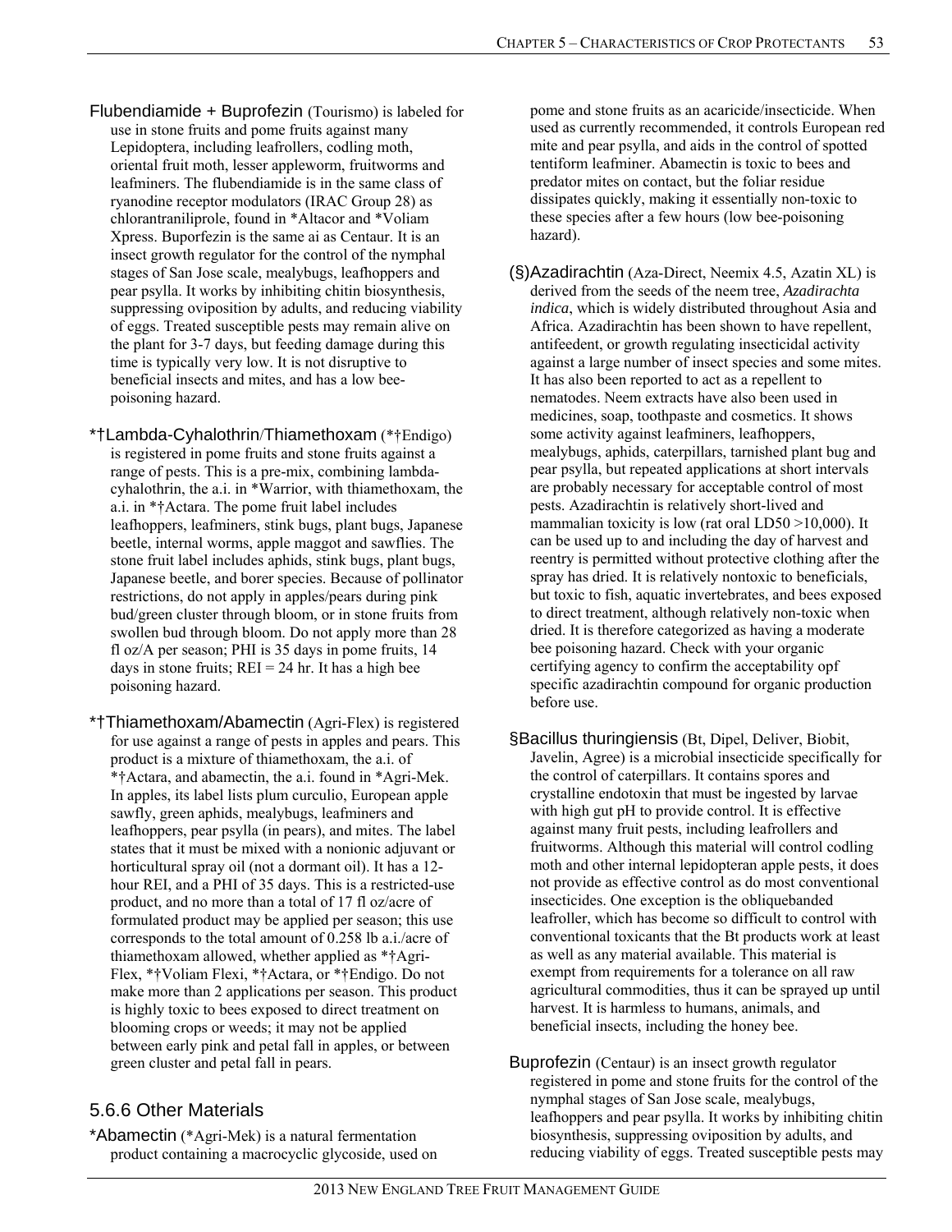Flubendiamide + Buprofezin (Tourismo) is labeled for use in stone fruits and pome fruits against many Lepidoptera, including leafrollers, codling moth, oriental fruit moth, lesser appleworm, fruitworms and leafminers. The flubendiamide is in the same class of ryanodine receptor modulators (IRAC Group 28) as chlorantraniliprole, found in *Altacor and *Voliam Xpress. Buporfezin is the same ai as Centaur. It is an insect growth regulator for the control of the nymphal stages of San Jose scale, mealybugs, leafhoppers and pear psylla. It works by inhibiting chitin biosynthesis, suppressing oviposition by adults, and reducing viability of eggs. Treated susceptible pests may remain alive on the plant for 3-7 days, but feeding damage during this time is typically very low. It is not disruptive to beneficial insects and mites, and has a low bee-poisoning hazard.

*†Lambda-Cyhalothrin/Thiamethoxam (*†Endigo) is registered in pome fruits and stone fruits against a range of pests. This is a pre-mix, combining lambda-cyhalothrin, the a.i. in *Warrior, with thiamethoxam, the a.i. in *†Actara. The pome fruit label includes leafhoppers, leafminers, stink bugs, plant bugs, Japanese beetle, internal worms, apple maggot and sawflies. The stone fruit label includes aphids, stink bugs, plant bugs, Japanese beetle, and borer species. Because of pollinator restrictions, do not apply in apples/pears during pink bud/green cluster through bloom, or in stone fruits from swollen bud through bloom. Do not apply more than 28 fl oz/A per season; PHI is 35 days in pome fruits, 14 days in stone fruits; REI = 24 hr. It has a high bee poisoning hazard.

*†Thiamethoxam/Abamectin (Agri-Flex) is registered for use against a range of pests in apples and pears. This product is a mixture of thiamethoxam, the a.i. of *†Actara, and abamectin, the a.i. found in *Agri-Mek. In apples, its label lists plum curculio, European apple sawfly, green aphids, mealybugs, leafminers and leafhoppers, pear psylla (in pears), and mites. The label states that it must be mixed with a nonionic adjuvant or horticultural spray oil (not a dormant oil). It has a 12-hour REI, and a PHI of 35 days. This is a restricted-use product, and no more than a total of 17 fl oz/acre of formulated product may be applied per season; this use corresponds to the total amount of 0.258 lb a.i./acre of thiamethoxam allowed, whether applied as *†Agri-Flex, *†Voliam Flexi, *†Actara, or *†Endigo. Do not make more than 2 applications per season. This product is highly toxic to bees exposed to direct treatment on blooming crops or weeds; it may not be applied between early pink and petal fall in apples, or between green cluster and petal fall in pears.

## 5.6.6 Other Materials

*Abamectin (*Agri-Mek) is a natural fermentation product containing a macrocyclic glycoside, used on pome and stone fruits as an acaricide/insecticide. When used as currently recommended, it controls European red mite and pear psylla, and aids in the control of spotted tentiform leafminer. Abamectin is toxic to bees and predator mites on contact, but the foliar residue dissipates quickly, making it essentially non-toxic to these species after a few hours (low bee-poisoning hazard).

(§)Azadirachtin (Aza-Direct, Neemix 4.5, Azatin XL) is derived from the seeds of the neem tree, *Azadirachta indica*, which is widely distributed throughout Asia and Africa. Azadirachtin has been shown to have repellent, antifeedent, or growth regulating insecticidal activity against a large number of insect species and some mites. It has also been reported to act as a repellent to nematodes. Neem extracts have also been used in medicines, soap, toothpaste and cosmetics. It shows some activity against leafminers, leafhoppers, mealybugs, aphids, caterpillars, tarnished plant bug and pear psylla, but repeated applications at short intervals are probably necessary for acceptable control of most pests. Azadirachtin is relatively short-lived and mammalian toxicity is low (rat oral LD50 >10,000). It can be used up to and including the day of harvest and reentry is permitted without protective clothing after the spray has dried. It is relatively nontoxic to beneficials, but toxic to fish, aquatic invertebrates, and bees exposed to direct treatment, although relatively non-toxic when dried. It is therefore categorized as having a moderate bee poisoning hazard. Check with your organic certifying agency to confirm the acceptability opf specific azadirachtin compound for organic production before use.

§Bacillus thuringiensis (Bt, Dipel, Deliver, Biobit, Javelin, Agree) is a microbial insecticide specifically for the control of caterpillars. It contains spores and crystalline endotoxin that must be ingested by larvae with high gut pH to provide control. It is effective against many fruit pests, including leafrollers and fruitworms. Although this material will control codling moth and other internal lepidopteran apple pests, it does not provide as effective control as do most conventional insecticides. One exception is the obliquebanded leafroller, which has become so difficult to control with conventional toxicants that the Bt products work at least as well as any material available. This material is exempt from requirements for a tolerance on all raw agricultural commodities, thus it can be sprayed up until harvest. It is harmless to humans, animals, and beneficial insects, including the honey bee.

Buprofezin (Centaur) is an insect growth regulator registered in pome and stone fruits for the control of the nymphal stages of San Jose scale, mealybugs, leafhoppers and pear psylla. It works by inhibiting chitin biosynthesis, suppressing oviposition by adults, and reducing viability of eggs. Treated susceptible pests may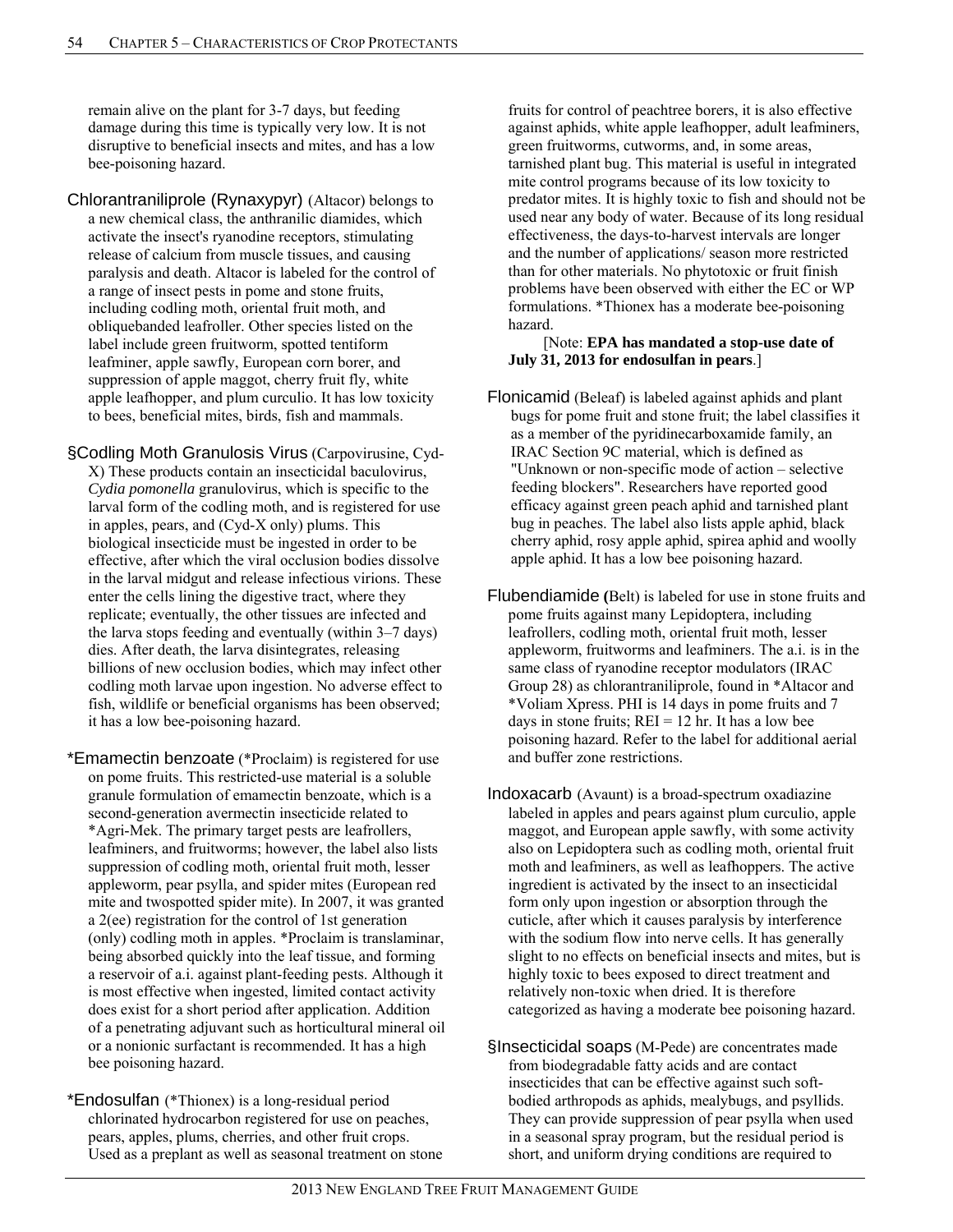remain alive on the plant for 3-7 days, but feeding damage during this time is typically very low. It is not disruptive to beneficial insects and mites, and has a low bee-poisoning hazard.

Chlorantraniliprole (Rynaxypyr) (Altacor) belongs to a new chemical class, the anthranilic diamides, which activate the insect's ryanodine receptors, stimulating release of calcium from muscle tissues, and causing paralysis and death. Altacor is labeled for the control of a range of insect pests in pome and stone fruits, including codling moth, oriental fruit moth, and obliquebanded leafroller. Other species listed on the label include green fruitworm, spotted tentiform leafminer, apple sawfly, European corn borer, and suppression of apple maggot, cherry fruit fly, white apple leafhopper, and plum curculio. It has low toxicity to bees, beneficial mites, birds, fish and mammals.

§Codling Moth Granulosis Virus (Carpovirusine, Cyd-X) These products contain an insecticidal baculovirus, *Cydia pomonella* granulovirus, which is specific to the larval form of the codling moth, and is registered for use in apples, pears, and (Cyd-X only) plums. This biological insecticide must be ingested in order to be effective, after which the viral occlusion bodies dissolve in the larval midgut and release infectious virions. These enter the cells lining the digestive tract, where they replicate; eventually, the other tissues are infected and the larva stops feeding and eventually (within 3–7 days) dies. After death, the larva disintegrates, releasing billions of new occlusion bodies, which may infect other codling moth larvae upon ingestion. No adverse effect to fish, wildlife or beneficial organisms has been observed; it has a low bee-poisoning hazard.

*Emamectin benzoate (*Proclaim) is registered for use on pome fruits. This restricted-use material is a soluble granule formulation of emamectin benzoate, which is a second-generation avermectin insecticide related to *Agri-Mek. The primary target pests are leafrollers, leafminers, and fruitworms; however, the label also lists suppression of codling moth, oriental fruit moth, lesser appleworm, pear psylla, and spider mites (European red mite and twospotted spider mite). In 2007, it was granted a 2(ee) registration for the control of 1st generation (only) codling moth in apples. *Proclaim is translaminar, being absorbed quickly into the leaf tissue, and forming a reservoir of a.i. against plant-feeding pests. Although it is most effective when ingested, limited contact activity does exist for a short period after application. Addition of a penetrating adjuvant such as horticultural mineral oil or a nonionic surfactant is recommended. It has a high bee poisoning hazard.

*Endosulfan (*Thionex) is a long-residual period chlorinated hydrocarbon registered for use on peaches, pears, apples, plums, cherries, and other fruit crops. Used as a preplant as well as seasonal treatment on stone fruits for control of peachtree borers, it is also effective against aphids, white apple leafhopper, adult leafminers, green fruitworms, cutworms, and, in some areas, tarnished plant bug. This material is useful in integrated mite control programs because of its low toxicity to predator mites. It is highly toxic to fish and should not be used near any body of water. Because of its long residual effectiveness, the days-to-harvest intervals are longer and the number of applications/ season more restricted than for other materials. No phytotoxic or fruit finish problems have been observed with either the EC or WP formulations. *Thionex has a moderate bee-poisoning hazard.

[Note: **EPA has mandated a stop-use date of July 31, 2013 for endosulfan in pears**.]

Flonicamid (Beleaf) is labeled against aphids and plant bugs for pome fruit and stone fruit; the label classifies it as a member of the pyridinecarboxamide family, an IRAC Section 9C material, which is defined as "Unknown or non-specific mode of action – selective feeding blockers". Researchers have reported good efficacy against green peach aphid and tarnished plant bug in peaches. The label also lists apple aphid, black cherry aphid, rosy apple aphid, spirea aphid and woolly apple aphid. It has a low bee poisoning hazard.

Flubendiamide (Belt) is labeled for use in stone fruits and pome fruits against many Lepidoptera, including leafrollers, codling moth, oriental fruit moth, lesser appleworm, fruitworms and leafminers. The a.i. is in the same class of ryanodine receptor modulators (IRAC Group 28) as chlorantraniliprole, found in *Altacor and *Voliam Xpress. PHI is 14 days in pome fruits and 7 days in stone fruits; REI = 12 hr. It has a low bee poisoning hazard. Refer to the label for additional aerial and buffer zone restrictions.

Indoxacarb (Avaunt) is a broad-spectrum oxadiazine labeled in apples and pears against plum curculio, apple maggot, and European apple sawfly, with some activity also on Lepidoptera such as codling moth, oriental fruit moth and leafminers, as well as leafhoppers. The active ingredient is activated by the insect to an insecticidal form only upon ingestion or absorption through the cuticle, after which it causes paralysis by interference with the sodium flow into nerve cells. It has generally slight to no effects on beneficial insects and mites, but is highly toxic to bees exposed to direct treatment and relatively non-toxic when dried. It is therefore categorized as having a moderate bee poisoning hazard.

§Insecticidal soaps (M-Pede) are concentrates made from biodegradable fatty acids and are contact insecticides that can be effective against such soft-bodied arthropods as aphids, mealybugs, and psyllids. They can provide suppression of pear psylla when used in a seasonal spray program, but the residual period is short, and uniform drying conditions are required to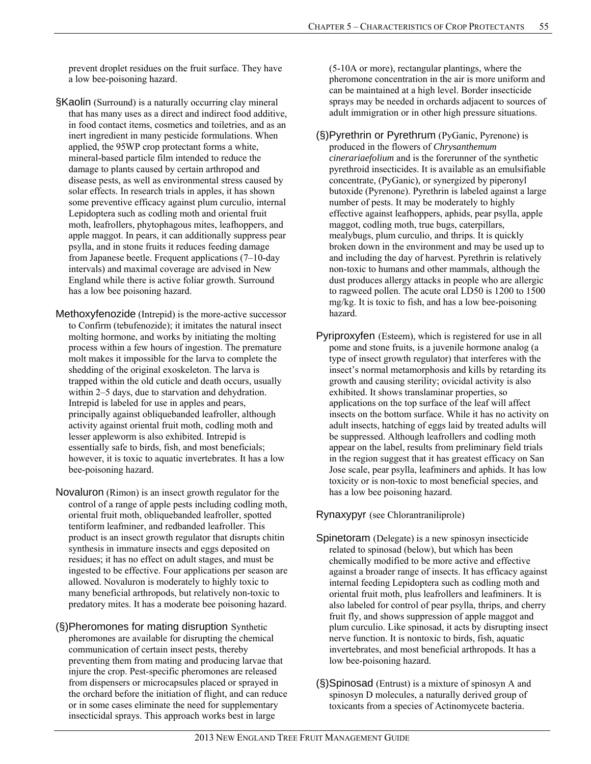prevent droplet residues on the fruit surface. They have a low bee-poisoning hazard.

**§Kaolin** (Surround) is a naturally occurring clay mineral that has many uses as a direct and indirect food additive, in food contact items, cosmetics and toiletries, and as an inert ingredient in many pesticide formulations. When applied, the 95WP crop protectant forms a white, mineral-based particle film intended to reduce the damage to plants caused by certain arthropod and disease pests, as well as environmental stress caused by solar effects. In research trials in apples, it has shown some preventive efficacy against plum curculio, internal Lepidoptera such as codling moth and oriental fruit moth, leafrollers, phytophagous mites, leafhoppers, and apple maggot. In pears, it can additionally suppress pear psylla, and in stone fruits it reduces feeding damage from Japanese beetle. Frequent applications (7–10-day intervals) and maximal coverage are advised in New England while there is active foliar growth. Surround has a low bee poisoning hazard.

**Methoxyfenozide** (Intrepid) is the more-active successor to Confirm (tebufenozide); it imitates the natural insect molting hormone, and works by initiating the molting process within a few hours of ingestion. The premature molt makes it impossible for the larva to complete the shedding of the original exoskeleton. The larva is trapped within the old cuticle and death occurs, usually within 2–5 days, due to starvation and dehydration. Intrepid is labeled for use in apples and pears, principally against obliquebanded leafroller, although activity against oriental fruit moth, codling moth and lesser appleworm is also exhibited. Intrepid is essentially safe to birds, fish, and most beneficials; however, it is toxic to aquatic invertebrates. It has a low bee-poisoning hazard.

**Novaluron** (Rimon) is an insect growth regulator for the control of a range of apple pests including codling moth, oriental fruit moth, obliquebanded leafroller, spotted tentiform leafminer, and redbanded leafroller. This product is an insect growth regulator that disrupts chitin synthesis in immature insects and eggs deposited on residues; it has no effect on adult stages, and must be ingested to be effective. Four applications per season are allowed. Novaluron is moderately to highly toxic to many beneficial arthropods, but relatively non-toxic to predatory mites. It has a moderate bee poisoning hazard.

**(§)Pheromones for mating disruption** Synthetic pheromones are available for disrupting the chemical communication of certain insect pests, thereby preventing them from mating and producing larvae that injure the crop. Pest-specific pheromones are released from dispensers or microcapsules placed or sprayed in the orchard before the initiation of flight, and can reduce or in some cases eliminate the need for supplementary insecticidal sprays. This approach works best in large (5-10A or more), rectangular plantings, where the pheromone concentration in the air is more uniform and can be maintained at a high level. Border insecticide sprays may be needed in orchards adjacent to sources of adult immigration or in other high pressure situations.

**(§)Pyrethrin or Pyrethrum** (PyGanic, Pyrenone) is produced in the flowers of *Chrysanthemum cinerariaefolium* and is the forerunner of the synthetic pyrethroid insecticides. It is available as an emulsifiable concentrate, (PyGanic), or synergized by piperonyl butoxide (Pyrenone). Pyrethrin is labeled against a large number of pests. It may be moderately to highly effective against leafhoppers, aphids, pear psylla, apple maggot, codling moth, true bugs, caterpillars, mealybugs, plum curculio, and thrips. It is quickly broken down in the environment and may be used up to and including the day of harvest. Pyrethrin is relatively non-toxic to humans and other mammals, although the dust produces allergy attacks in people who are allergic to ragweed pollen. The acute oral LD50 is 1200 to 1500 mg/kg. It is toxic to fish, and has a low bee-poisoning hazard.

**Pyriproxyfen** (Esteem), which is registered for use in all pome and stone fruits, is a juvenile hormone analog (a type of insect growth regulator) that interferes with the insect's normal metamorphosis and kills by retarding its growth and causing sterility; ovicidal activity is also exhibited. It shows translaminar properties, so applications on the top surface of the leaf will affect insects on the bottom surface. While it has no activity on adult insects, hatching of eggs laid by treated adults will be suppressed. Although leafrollers and codling moth appear on the label, results from preliminary field trials in the region suggest that it has greatest efficacy on San Jose scale, pear psylla, leafminers and aphids. It has low toxicity or is non-toxic to most beneficial species, and has a low bee poisoning hazard.

**Rynaxypyr** (see Chlorantraniliprole)

**Spinetoram** (Delegate) is a new spinosyn insecticide related to spinosad (below), but which has been chemically modified to be more active and effective against a broader range of insects. It has efficacy against internal feeding Lepidoptera such as codling moth and oriental fruit moth, plus leafrollers and leafminers. It is also labeled for control of pear psylla, thrips, and cherry fruit fly, and shows suppression of apple maggot and plum curculio. Like spinosad, it acts by disrupting insect nerve function. It is nontoxic to birds, fish, aquatic invertebrates, and most beneficial arthropods. It has a low bee-poisoning hazard.

**(§)Spinosad** (Entrust) is a mixture of spinosyn A and spinosyn D molecules, a naturally derived group of toxicants from a species of Actinomycete bacteria.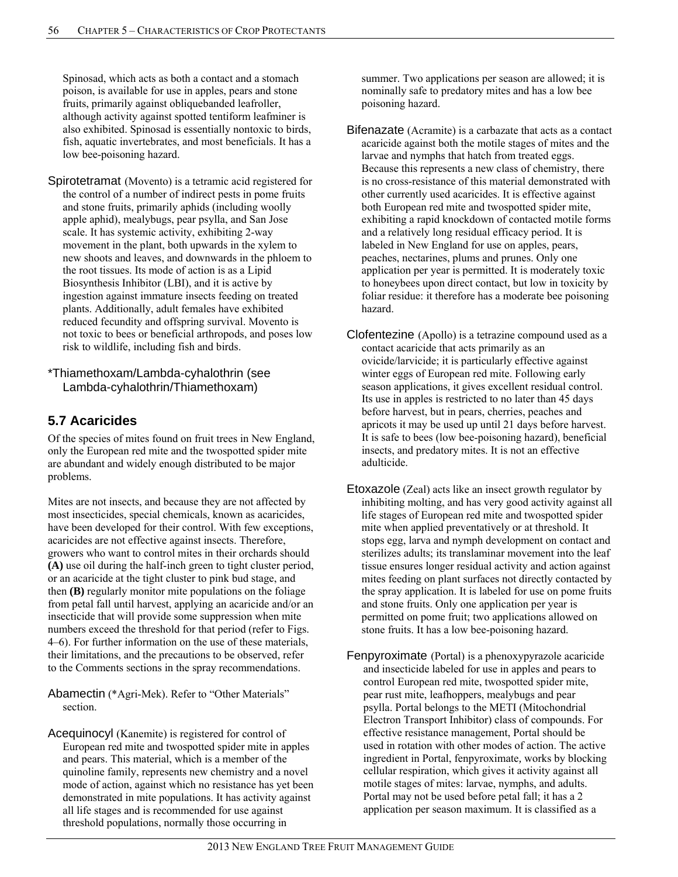Spinosad, which acts as both a contact and a stomach poison, is available for use in apples, pears and stone fruits, primarily against obliquebanded leafroller, although activity against spotted tentiform leafminer is also exhibited. Spinosad is essentially nontoxic to birds, fish, aquatic invertebrates, and most beneficials. It has a low bee-poisoning hazard.

Spirotetramat (Movento) is a tetramic acid registered for the control of a number of indirect pests in pome fruits and stone fruits, primarily aphids (including woolly apple aphid), mealybugs, pear psylla, and San Jose scale. It has systemic activity, exhibiting 2-way movement in the plant, both upwards in the xylem to new shoots and leaves, and downwards in the phloem to the root tissues. Its mode of action is as a Lipid Biosynthesis Inhibitor (LBI), and it is active by ingestion against immature insects feeding on treated plants. Additionally, adult females have exhibited reduced fecundity and offspring survival. Movento is not toxic to bees or beneficial arthropods, and poses low risk to wildlife, including fish and birds.

*Thiamethoxam/Lambda-cyhalothrin (see Lambda-cyhalothrin/Thiamethoxam)

## 5.7 Acaricides

Of the species of mites found on fruit trees in New England, only the European red mite and the twospotted spider mite are abundant and widely enough distributed to be major problems.

Mites are not insects, and because they are not affected by most insecticides, special chemicals, known as acaricides, have been developed for their control. With few exceptions, acaricides are not effective against insects. Therefore, growers who want to control mites in their orchards should **(A)** use oil during the half-inch green to tight cluster period, or an acaricide at the tight cluster to pink bud stage, and then **(B)** regularly monitor mite populations on the foliage from petal fall until harvest, applying an acaricide and/or an insecticide that will provide some suppression when mite numbers exceed the threshold for that period (refer to Figs. 4–6). For further information on the use of these materials, their limitations, and the precautions to be observed, refer to the Comments sections in the spray recommendations.

Abamectin (*Agri-Mek). Refer to "Other Materials" section.

Acequinocyl (Kanemite) is registered for control of European red mite and twospotted spider mite in apples and pears. This material, which is a member of the quinoline family, represents new chemistry and a novel mode of action, against which no resistance has yet been demonstrated in mite populations. It has activity against all life stages and is recommended for use against threshold populations, normally those occurring in summer. Two applications per season are allowed; it is nominally safe to predatory mites and has a low bee poisoning hazard.

Bifenazate (Acramite) is a carbazate that acts as a contact acaricide against both the motile stages of mites and the larvae and nymphs that hatch from treated eggs. Because this represents a new class of chemistry, there is no cross-resistance of this material demonstrated with other currently used acaricides. It is effective against both European red mite and twospotted spider mite, exhibiting a rapid knockdown of contacted motile forms and a relatively long residual efficacy period. It is labeled in New England for use on apples, pears, peaches, nectarines, plums and prunes. Only one application per year is permitted. It is moderately toxic to honeybees upon direct contact, but low in toxicity by foliar residue: it therefore has a moderate bee poisoning hazard.

Clofentezine (Apollo) is a tetrazine compound used as a contact acaricide that acts primarily as an ovicide/larvicide; it is particularly effective against winter eggs of European red mite. Following early season applications, it gives excellent residual control. Its use in apples is restricted to no later than 45 days before harvest, but in pears, cherries, peaches and apricots it may be used up until 21 days before harvest. It is safe to bees (low bee-poisoning hazard), beneficial insects, and predatory mites. It is not an effective adulticide.

Etoxazole (Zeal) acts like an insect growth regulator by inhibiting molting, and has very good activity against all life stages of European red mite and twospotted spider mite when applied preventatively or at threshold. It stops egg, larva and nymph development on contact and sterilizes adults; its translaminar movement into the leaf tissue ensures longer residual activity and action against mites feeding on plant surfaces not directly contacted by the spray application. It is labeled for use on pome fruits and stone fruits. Only one application per year is permitted on pome fruit; two applications allowed on stone fruits. It has a low bee-poisoning hazard.

Fenpyroximate (Portal) is a phenoxypyrazole acaricide and insecticide labeled for use in apples and pears to control European red mite, twospotted spider mite, pear rust mite, leafhoppers, mealybugs and pear psylla. Portal belongs to the METI (Mitochondrial Electron Transport Inhibitor) class of compounds. For effective resistance management, Portal should be used in rotation with other modes of action. The active ingredient in Portal, fenpyroximate, works by blocking cellular respiration, which gives it activity against all motile stages of mites: larvae, nymphs, and adults. Portal may not be used before petal fall; it has a 2 application per season maximum. It is classified as a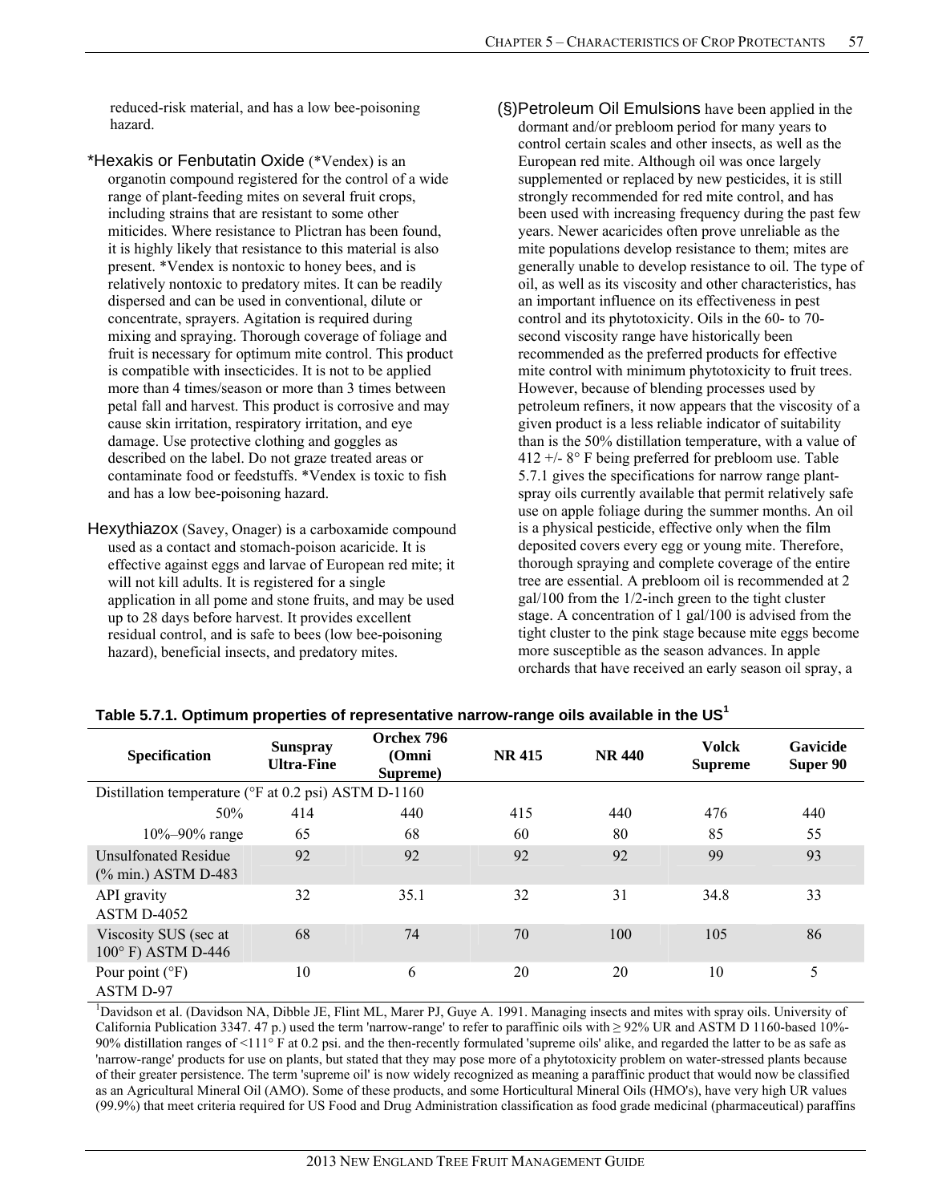reduced-risk material, and has a low bee-poisoning hazard.

*Hexakis or Fenbutatin Oxide (*Vendex) is an organotin compound registered for the control of a wide range of plant-feeding mites on several fruit crops, including strains that are resistant to some other miticides. Where resistance to Plictran has been found, it is highly likely that resistance to this material is also present. *Vendex is nontoxic to honey bees, and is relatively nontoxic to predatory mites. It can be readily dispersed and can be used in conventional, dilute or concentrate, sprayers. Agitation is required during mixing and spraying. Thorough coverage of foliage and fruit is necessary for optimum mite control. This product is compatible with insecticides. It is not to be applied more than 4 times/season or more than 3 times between petal fall and harvest. This product is corrosive and may cause skin irritation, respiratory irritation, and eye damage. Use protective clothing and goggles as described on the label. Do not graze treated areas or contaminate food or feedstuffs. *Vendex is toxic to fish and has a low bee-poisoning hazard.

Hexythiazox (Savey, Onager) is a carboxamide compound used as a contact and stomach-poison acaricide. It is effective against eggs and larvae of European red mite; it will not kill adults. It is registered for a single application in all pome and stone fruits, and may be used up to 28 days before harvest. It provides excellent residual control, and is safe to bees (low bee-poisoning hazard), beneficial insects, and predatory mites.

(§)Petroleum Oil Emulsions have been applied in the dormant and/or prebloom period for many years to control certain scales and other insects, as well as the European red mite. Although oil was once largely supplemented or replaced by new pesticides, it is still strongly recommended for red mite control, and has been used with increasing frequency during the past few years. Newer acaricides often prove unreliable as the mite populations develop resistance to them; mites are generally unable to develop resistance to oil. The type of oil, as well as its viscosity and other characteristics, has an important influence on its effectiveness in pest control and its phytotoxicity. Oils in the 60- to 70-second viscosity range have historically been recommended as the preferred products for effective mite control with minimum phytotoxicity to fruit trees. However, because of blending processes used by petroleum refiners, it now appears that the viscosity of a given product is a less reliable indicator of suitability than is the 50% distillation temperature, with a value of 412 +/- 8° F being preferred for prebloom use. Table 5.7.1 gives the specifications for narrow range plant-spray oils currently available that permit relatively safe use on apple foliage during the summer months. An oil is a physical pesticide, effective only when the film deposited covers every egg or young mite. Therefore, thorough spraying and complete coverage of the entire tree are essential. A prebloom oil is recommended at 2 gal/100 from the 1/2-inch green to the tight cluster stage. A concentration of 1 gal/100 is advised from the tight cluster to the pink stage because mite eggs become more susceptible as the season advances. In apple orchards that have received an early season oil spray, a

**Table 5.7.1. Optimum properties of representative narrow-range oils available in the US[1]**

| Specification | Sunspray Ultra-Fine | Orchex 796 (Omni Supreme) | NR 415 | NR 440 | Volck Supreme | Gavicide Super 90 |
|---|---|---|---|---|---|---|
| Distillation temperature (°F at 0.2 psi) ASTM D-1160 | | | | | | |
| 50% | 414 | 440 | 415 | 440 | 476 | 440 |
| 10%–90% range | 65 | 68 | 60 | 80 | 85 | 55 |
| Unsulfonated Residue (% min.) ASTM D-483 | 92 | 92 | 92 | 92 | 99 | 93 |
| API gravity ASTM D-4052 | 32 | 35.1 | 32 | 31 | 34.8 | 33 |
| Viscosity SUS (sec at 100° F) ASTM D-446 | 68 | 74 | 70 | 100 | 105 | 86 |
| Pour point (°F) ASTM D-97 | 10 | 6 | 20 | 20 | 10 | 5 |

[1]Davidson et al. (Davidson NA, Dibble JE, Flint ML, Marer PJ, Guye A. 1991. Managing insects and mites with spray oils. University of California Publication 3347. 47 p.) used the term 'narrow-range' to refer to paraffinic oils with ≥ 92% UR and ASTM D 1160-based 10%-90% distillation ranges of <111° F at 0.2 psi. and the then-recently formulated 'supreme oils' alike, and regarded the latter to be as safe as 'narrow-range' products for use on plants, but stated that they may pose more of a phytotoxicity problem on water-stressed plants because of their greater persistence. The term 'supreme oil' is now widely recognized as meaning a paraffinic product that would now be classified as an Agricultural Mineral Oil (AMO). Some of these products, and some Horticultural Mineral Oils (HMO's), have very high UR values (99.9%) that meet criteria required for US Food and Drug Administration classification as food grade medicinal (pharmaceutical) paraffins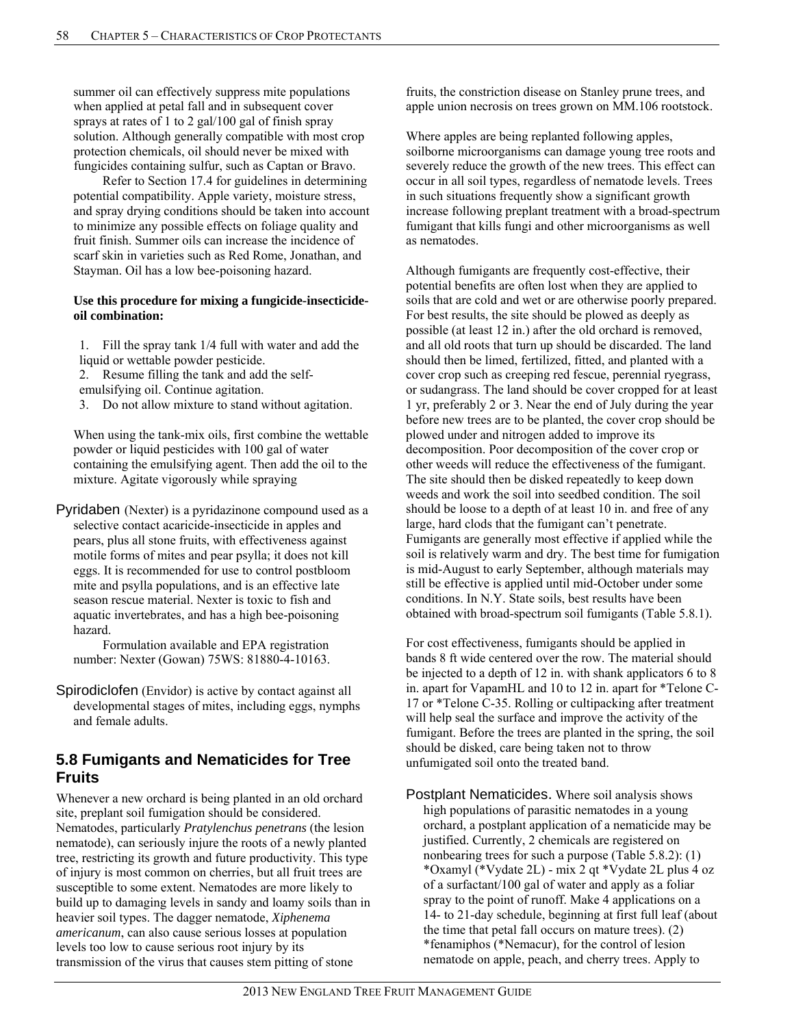summer oil can effectively suppress mite populations when applied at petal fall and in subsequent cover sprays at rates of 1 to 2 gal/100 gal of finish spray solution. Although generally compatible with most crop protection chemicals, oil should never be mixed with fungicides containing sulfur, such as Captan or Bravo.

Refer to Section 17.4 for guidelines in determining potential compatibility. Apple variety, moisture stress, and spray drying conditions should be taken into account to minimize any possible effects on foliage quality and fruit finish. Summer oils can increase the incidence of scarf skin in varieties such as Red Rome, Jonathan, and Stayman. Oil has a low bee-poisoning hazard.

**Use this procedure for mixing a fungicide-insecticide-oil combination:**

1. Fill the spray tank 1/4 full with water and add the liquid or wettable powder pesticide.
2. Resume filling the tank and add the self-emulsifying oil. Continue agitation.
3. Do not allow mixture to stand without agitation.

When using the tank-mix oils, first combine the wettable powder or liquid pesticides with 100 gal of water containing the emulsifying agent. Then add the oil to the mixture. Agitate vigorously while spraying

Pyridaben (Nexter) is a pyridazinone compound used as a selective contact acaricide-insecticide in apples and pears, plus all stone fruits, with effectiveness against motile forms of mites and pear psylla; it does not kill eggs. It is recommended for use to control postbloom mite and psylla populations, and is an effective late season rescue material. Nexter is toxic to fish and aquatic invertebrates, and has a high bee-poisoning hazard.

Formulation available and EPA registration number: Nexter (Gowan) 75WS: 81880-4-10163.

Spirodiclofen (Envidor) is active by contact against all developmental stages of mites, including eggs, nymphs and female adults.

## 5.8 Fumigants and Nematicides for Tree Fruits

Whenever a new orchard is being planted in an old orchard site, preplant soil fumigation should be considered. Nematodes, particularly *Pratylenchus penetrans* (the lesion nematode), can seriously injure the roots of a newly planted tree, restricting its growth and future productivity. This type of injury is most common on cherries, but all fruit trees are susceptible to some extent. Nematodes are more likely to build up to damaging levels in sandy and loamy soils than in heavier soil types. The dagger nematode, *Xiphenema americanum*, can also cause serious losses at population levels too low to cause serious root injury by its transmission of the virus that causes stem pitting of stone fruits, the constriction disease on Stanley prune trees, and apple union necrosis on trees grown on MM.106 rootstock.

Where apples are being replanted following apples, soilborne microorganisms can damage young tree roots and severely reduce the growth of the new trees. This effect can occur in all soil types, regardless of nematode levels. Trees in such situations frequently show a significant growth increase following preplant treatment with a broad-spectrum fumigant that kills fungi and other microorganisms as well as nematodes.

Although fumigants are frequently cost-effective, their potential benefits are often lost when they are applied to soils that are cold and wet or are otherwise poorly prepared. For best results, the site should be plowed as deeply as possible (at least 12 in.) after the old orchard is removed, and all old roots that turn up should be discarded. The land should then be limed, fertilized, fitted, and planted with a cover crop such as creeping red fescue, perennial ryegrass, or sudangrass. The land should be cover cropped for at least 1 yr, preferably 2 or 3. Near the end of July during the year before new trees are to be planted, the cover crop should be plowed under and nitrogen added to improve its decomposition. Poor decomposition of the cover crop or other weeds will reduce the effectiveness of the fumigant. The site should then be disked repeatedly to keep down weeds and work the soil into seedbed condition. The soil should be loose to a depth of at least 10 in. and free of any large, hard clods that the fumigant can't penetrate. Fumigants are generally most effective if applied while the soil is relatively warm and dry. The best time for fumigation is mid-August to early September, although materials may still be effective is applied until mid-October under some conditions. In N.Y. State soils, best results have been obtained with broad-spectrum soil fumigants (Table 5.8.1).

For cost effectiveness, fumigants should be applied in bands 8 ft wide centered over the row. The material should be injected to a depth of 12 in. with shank applicators 6 to 8 in. apart for VapamHL and 10 to 12 in. apart for *Telone C-17 or *Telone C-35. Rolling or cultipacking after treatment will help seal the surface and improve the activity of the fumigant. Before the trees are planted in the spring, the soil should be disked, care being taken not to throw unfumigated soil onto the treated band.

Postplant Nematicides. Where soil analysis shows high populations of parasitic nematodes in a young orchard, a postplant application of a nematicide may be justified. Currently, 2 chemicals are registered on nonbearing trees for such a purpose (Table 5.8.2): (1) *Oxamyl (*Vydate 2L) - mix 2 qt *Vydate 2L plus 4 oz of a surfactant/100 gal of water and apply as a foliar spray to the point of runoff. Make 4 applications on a 14- to 21-day schedule, beginning at first full leaf (about the time that petal fall occurs on mature trees). (2) *fenamiphos (*Nemacur), for the control of lesion nematode on apple, peach, and cherry trees. Apply to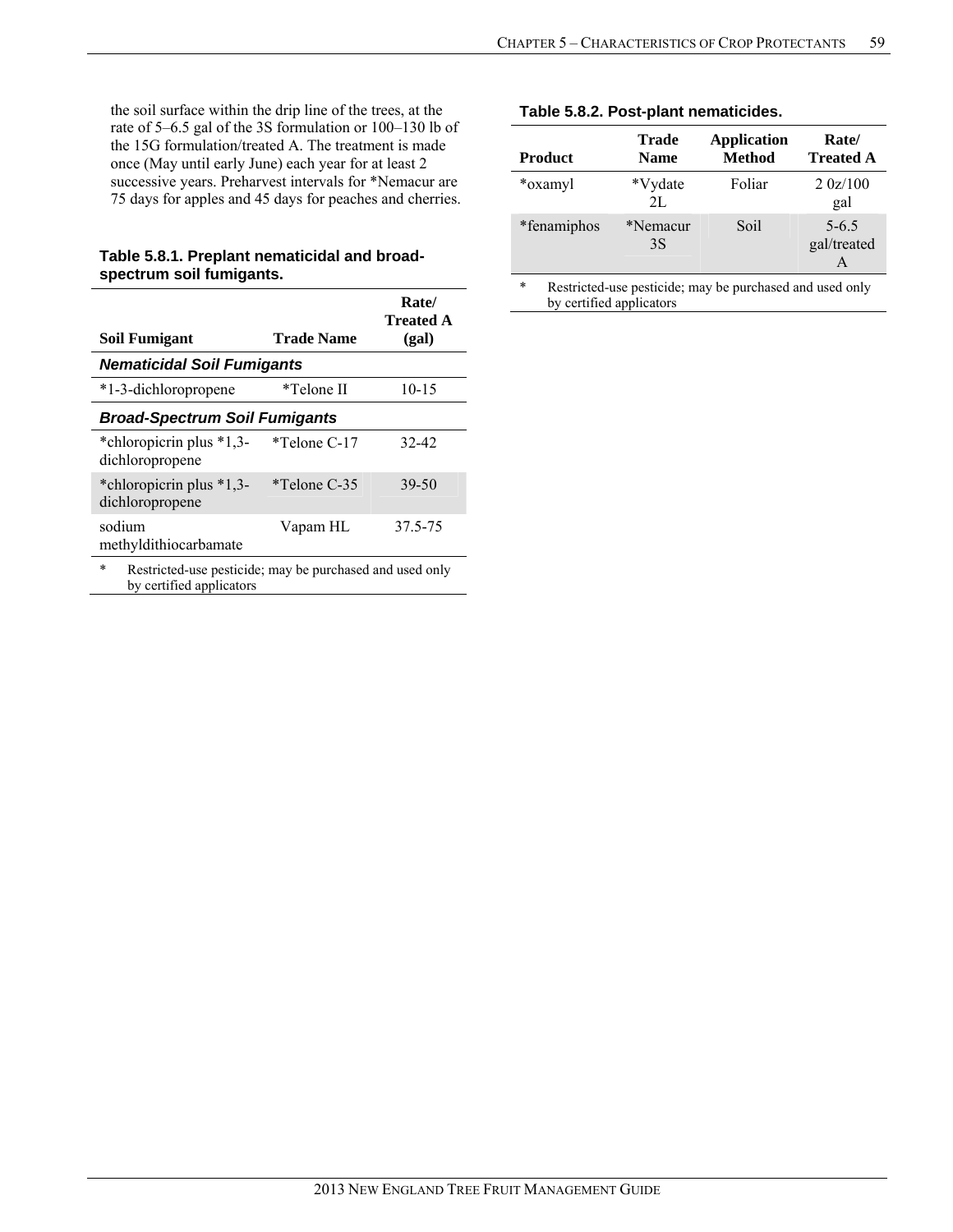the soil surface within the drip line of the trees, at the rate of 5–6.5 gal of the 3S formulation or 100–130 lb of the 15G formulation/treated A. The treatment is made once (May until early June) each year for at least 2 successive years. Preharvest intervals for *Nemacur are 75 days for apples and 45 days for peaches and cherries.

**Table 5.8.1. Preplant nematicidal and broad-spectrum soil fumigants.**

| Soil Fumigant | Trade Name | Rate/ Treated A (gal) |
|---|---|---|
| ***Nematicidal Soil Fumigants*** | | |
| *1-3-dichloropropene | *Telone II | 10-15 |
| ***Broad-Spectrum Soil Fumigants*** | | |
| *chloropicrin plus *1,3-dichloropropene | *Telone C-17 | 32-42 |
| *chloropicrin plus *1,3-dichloropropene | *Telone C-35 | 39-50 |
| sodium methyldithiocarbamate | Vapam HL | 37.5-75 |

\* Restricted-use pesticide; may be purchased and used only by certified applicators

**Table 5.8.2. Post-plant nematicides.**

| Product | Trade Name | Application Method | Rate/ Treated A |
|---|---|---|---|
| *oxamyl | *Vydate 2L | Foliar | 2 0z/100 gal |
| *fenamiphos | *Nemacur 3S | Soil | 5-6.5 gal/treated A |

\* Restricted-use pesticide; may be purchased and used only by certified applicators